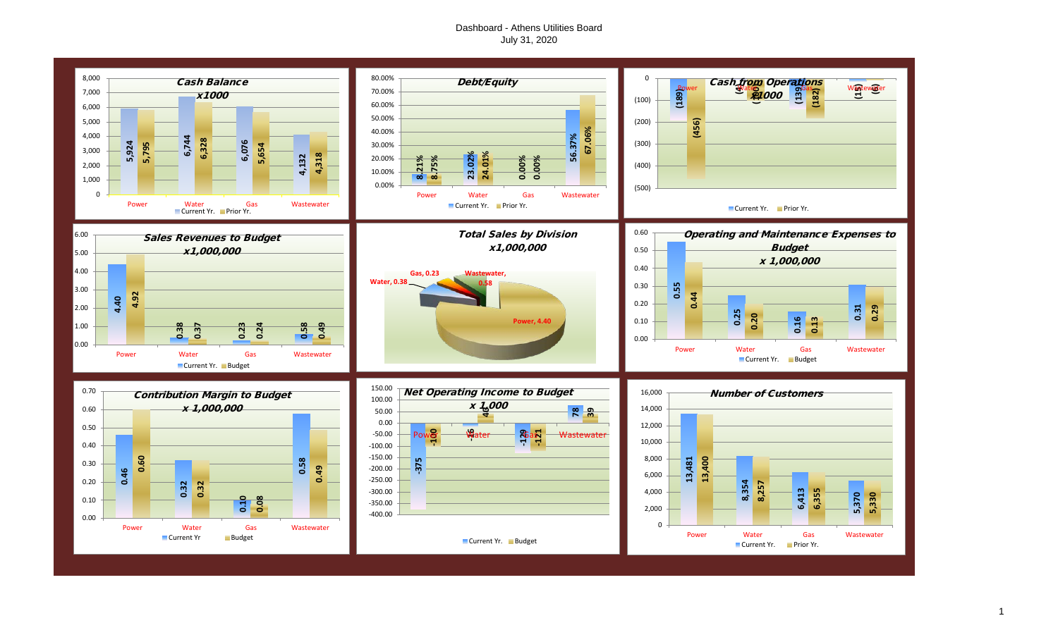# Dashboard - Athens Utilities Board
July 31, 2020

## Cash Balance x1000

| | Power | Water | Gas | Wastewater |
|---|---|---|---|---|
| Current Yr. | 5,924 | 6,744 | 6,076 | 4,132 |
| Prior Yr. | 5,795 | 6,328 | 5,654 | 4,318 |

## Debt/Equity

| | Power | Water | Gas | Wastewater |
|---|---|---|---|---|
| Current Yr. | 8.21% | 23.02% | 0.00% | 56.37% |
| Prior Yr. | 8.75% | 24.01% | 0.00% | 67.06% |

## Cash from Operations x1000

| | Power | Water | Gas | Wastewater |
|---|---|---|---|---|
| Current Yr. | (189) | (4) | (139) | (15) |
| Prior Yr. | (456) | (100) | (182) | (6) |

## Sales Revenues to Budget x1,000,000

| | Power | Water | Gas | Wastewater |
|---|---|---|---|---|
| Current Yr. | 4.40 | 0.38 | 0.23 | 0.58 |
| Budget | 4.92 | 0.37 | 0.24 | 0.49 |

## Total Sales by Division x1,000,000

| Division | Sales |
|---|---|
| Power | 4.40 |
| Water | 0.38 |
| Gas | 0.23 |
| Wastewater | 0.58 |

## Operating and Maintenance Expenses to Budget x 1,000,000

| | Power | Water | Gas | Wastewater |
|---|---|---|---|---|
| Current Yr. | 0.55 | 0.25 | 0.16 | 0.31 |
| Budget | 0.44 | 0.20 | 0.13 | 0.29 |

## Contribution Margin to Budget x 1,000,000

| | Power | Water | Gas | Wastewater |
|---|---|---|---|---|
| Current Yr | 0.46 | 0.32 | 0.10 | 0.58 |
| Budget | 0.60 | 0.32 | 0.08 | 0.49 |

## Net Operating Income to Budget x 1,000

| | Power | Water | Gas | Wastewater |
|---|---|---|---|---|
| Current Yr. | -375 | -16 | -129 | 78 |
| Budget | -100 | 46 | -121 | 39 |

## Number of Customers

| | Power | Water | Gas | Wastewater |
|---|---|---|---|---|
| Current Yr. | 13,481 | 8,354 | 6,413 | 5,370 |
| Prior Yr. | 13,400 | 8,257 | 6,355 | 5,330 |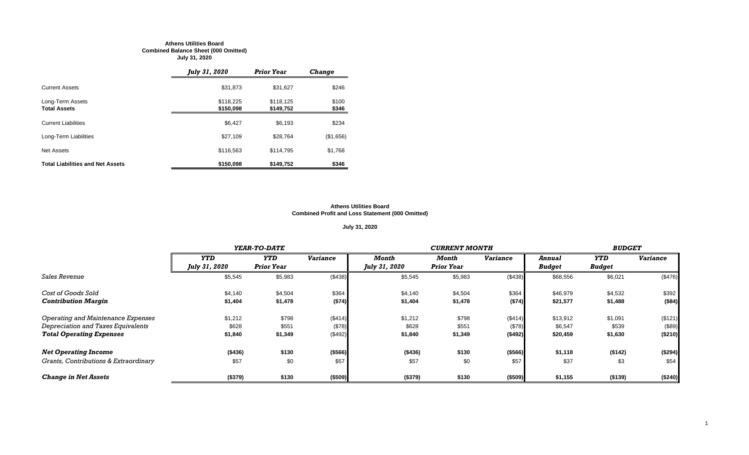**Athens Utilities Board**
**Combined Balance Sheet (000 Omitted)**
**July 31, 2020**

| | *July 31, 2020* | *Prior Year* | *Change* |
|---|---|---|---|
| Current Assets | $31,873 | $31,627 | $246 |
| Long-Term Assets | $118,225 | $118,125 | $100 |
| **Total Assets** | **$150,098** | **$149,752** | **$346** |
| Current Liabilities | $6,427 | $6,193 | $234 |
| Long-Term Liabilities | $27,109 | $28,764 | ($1,656) |
| Net Assets | $116,563 | $114,795 | $1,768 |
| **Total Liabilities and Net Assets** | **$150,098** | **$149,752** | **$346** |

**Athens Utilities Board**
**Combined Profit and Loss Statement (000 Omitted)**

**July 31, 2020**

| | *YEAR-TO-DATE* | | | *CURRENT MONTH* | | | *BUDGET* | | |
|---|---|---|---|---|---|---|---|---|---|
| | *YTD July 31, 2020* | *YTD Prior Year* | *Variance* | *Month July 31, 2020* | *Month Prior Year* | *Variance* | *Annual Budget* | *YTD Budget* | *Variance* |
| *Sales Revenue* | $5,545 | $5,983 | ($438) | $5,545 | $5,983 | ($438) | $68,556 | $6,021 | ($476) |
| *Cost of Goods Sold* | $4,140 | $4,504 | $364 | $4,140 | $4,504 | $364 | $46,979 | $4,532 | $392 |
| ***Contribution Margin*** | **$1,404** | **$1,478** | **($74)** | **$1,404** | **$1,478** | **($74)** | **$21,577** | **$1,488** | **($84)** |
| *Operating and Maintenance Expenses* | $1,212 | $798 | ($414) | $1,212 | $798 | ($414) | $13,912 | $1,091 | ($121) |
| *Depreciation and Taxes Equivalents* | $628 | $551 | ($78) | $628 | $551 | ($78) | $6,547 | $539 | ($89) |
| ***Total Operating Expenses*** | **$1,840** | **$1,349** | ($492) | **$1,840** | **$1,349** | **($492)** | **$20,459** | **$1,630** | **($210)** |
| ***Net Operating Income*** | **($436)** | **$130** | **($566)** | **($436)** | **$130** | **($566)** | **$1,118** | **($142)** | **($294)** |
| *Grants, Contributions & Extraordinary* | $57 | $0 | $57 | $57 | $0 | $57 | $37 | $3 | $54 |
| ***Change in Net Assets*** | **($379)** | **$130** | **($509)** | **($379)** | **$130** | **($509)** | **$1,155** | **($139)** | **($240)** |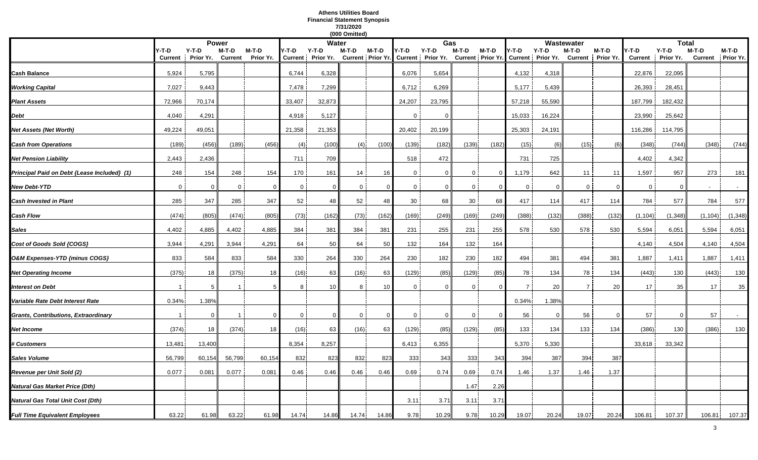**Athens Utilities Board**
**Financial Statement Synopsis**
**7/31/2020**
**(000 Omitted)**

| | Power | | | | Water | | | | Gas | | | | Wastewater | | | | Total | | | |
|---|---|---|---|---|---|---|---|---|---|---|---|---|---|---|---|---|---|---|---|---|
| | Y-T-D Current | Y-T-D Prior Yr. | M-T-D Current | M-T-D Prior Yr. | Y-T-D Current | Y-T-D Prior Yr. | M-T-D Current | M-T-D Prior Yr. | Y-T-D Current | Y-T-D Prior Yr. | M-T-D Current | M-T-D Prior Yr. | Y-T-D Current | Y-T-D Prior Yr. | M-T-D Current | M-T-D Prior Yr. | Y-T-D Current | Y-T-D Prior Yr. | M-T-D Current | M-T-D Prior Yr. |
| ***Cash Balance*** | 5,924 | 5,795 | | | 6,744 | 6,328 | | | 6,076 | 5,654 | | | 4,132 | 4,318 | | | 22,876 | 22,095 | | |
| ***Working Capital*** | 7,027 | 9,443 | | | 7,478 | 7,299 | | | 6,712 | 6,269 | | | 5,177 | 5,439 | | | 26,393 | 28,451 | | |
| ***Plant Assets*** | 72,966 | 70,174 | | | 33,407 | 32,873 | | | 24,207 | 23,795 | | | 57,218 | 55,590 | | | 187,799 | 182,432 | | |
| ***Debt*** | 4,040 | 4,291 | | | 4,918 | 5,127 | | | 0 | 0 | | | 15,033 | 16,224 | | | 23,990 | 25,642 | | |
| ***Net Assets (Net Worth)*** | 49,224 | 49,051 | | | 21,358 | 21,353 | | | 20,402 | 20,199 | | | 25,303 | 24,191 | | | 116,286 | 114,795 | | |
| ***Cash from Operations*** | (189) | (456) | (189) | (456) | (4) | (100) | (4) | (100) | (139) | (182) | (139) | (182) | (15) | (6) | (15) | (6) | (348) | (744) | (348) | (744) |
| ***Net Pension Liability*** | 2,443 | 2,436 | | | 711 | 709 | | | 518 | 472 | | | 731 | 725 | | | 4,402 | 4,342 | | |
| ***Principal Paid on Debt {Lease Included} (1)*** | 248 | 154 | 248 | 154 | 170 | 161 | 14 | 16 | 0 | 0 | 0 | 0 | 1,179 | 642 | 11 | 11 | 1,597 | 957 | 273 | 181 |
| ***New Debt-YTD*** | 0 | 0 | 0 | 0 | 0 | 0 | 0 | 0 | 0 | 0 | 0 | 0 | 0 | 0 | 0 | 0 | 0 | 0 | - | - |
| ***Cash Invested in Plant*** | 285 | 347 | 285 | 347 | 52 | 48 | 52 | 48 | 30 | 68 | 30 | 68 | 417 | 114 | 417 | 114 | 784 | 577 | 784 | 577 |
| ***Cash Flow*** | (474) | (805) | (474) | (805) | (73) | (162) | (73) | (162) | (169) | (249) | (169) | (249) | (388) | (132) | (388) | (132) | (1,104) | (1,348) | (1,104) | (1,348) |
| ***Sales*** | 4,402 | 4,885 | 4,402 | 4,885 | 384 | 381 | 384 | 381 | 231 | 255 | 231 | 255 | 578 | 530 | 578 | 530 | 5,594 | 6,051 | 5,594 | 6,051 |
| ***Cost of Goods Sold {COGS}*** | 3,944 | 4,291 | 3,944 | 4,291 | 64 | 50 | 64 | 50 | 132 | 164 | 132 | 164 | | | | | 4,140 | 4,504 | 4,140 | 4,504 |
| ***O&M Expenses-YTD {minus COGS}*** | 833 | 584 | 833 | 584 | 330 | 264 | 330 | 264 | 230 | 182 | 230 | 182 | 494 | 381 | 494 | 381 | 1,887 | 1,411 | 1,887 | 1,411 |
| ***Net Operating Income*** | (375) | 18 | (375) | 18 | (16) | 63 | (16) | 63 | (129) | (85) | (129) | (85) | 78 | 134 | 78 | 134 | (443) | 130 | (443) | 130 |
| ***Interest on Debt*** | 1 | 5 | 1 | 5 | 8 | 10 | 8 | 10 | 0 | 0 | 0 | 0 | 7 | 20 | 7 | 20 | 17 | 35 | 17 | 35 |
| ***Variable Rate Debt Interest Rate*** | 0.34% | 1.38% | | | | | | | | | | | 0.34% | 1.38% | | | | | | |
| ***Grants, Contributions, Extraordinary*** | 1 | 0 | 1 | 0 | 0 | 0 | 0 | 0 | 0 | 0 | 0 | 0 | 56 | 0 | 56 | 0 | 57 | 0 | 57 | - |
| ***Net Income*** | (374) | 18 | (374) | 18 | (16) | 63 | (16) | 63 | (129) | (85) | (129) | (85) | 133 | 134 | 133 | 134 | (386) | 130 | (386) | 130 |
| ***# Customers*** | 13,481 | 13,400 | | | 8,354 | 8,257 | | | 6,413 | 6,355 | | | 5,370 | 5,330 | | | 33,618 | 33,342 | | |
| ***Sales Volume*** | 56,799 | 60,154 | 56,799 | 60,154 | 832 | 823 | 832 | 823 | 333 | 343 | 333 | 343 | 394 | 387 | 394 | 387 | | | | |
| ***Revenue per Unit Sold (2)*** | 0.077 | 0.081 | 0.077 | 0.081 | 0.46 | 0.46 | 0.46 | 0.46 | 0.69 | 0.74 | 0.69 | 0.74 | 1.46 | 1.37 | 1.46 | 1.37 | | | | |
| ***Natural Gas Market Price (Dth)*** | | | | | | | | | | | 1.47 | 2.26 | | | | | | | | |
| ***Natural Gas Total Unit Cost (Dth)*** | | | | | | | | | 3.11 | 3.71 | 3.11 | 3.71 | | | | | | | | |
| ***Full Time Equivalent Employees*** | 63.22 | 61.98 | 63.22 | 61.98 | 14.74 | 14.86 | 14.74 | 14.86 | 9.78 | 10.29 | 9.78 | 10.29 | 19.07 | 20.24 | 19.07 | 20.24 | 106.81 | 107.37 | 106.81 | 107.37 |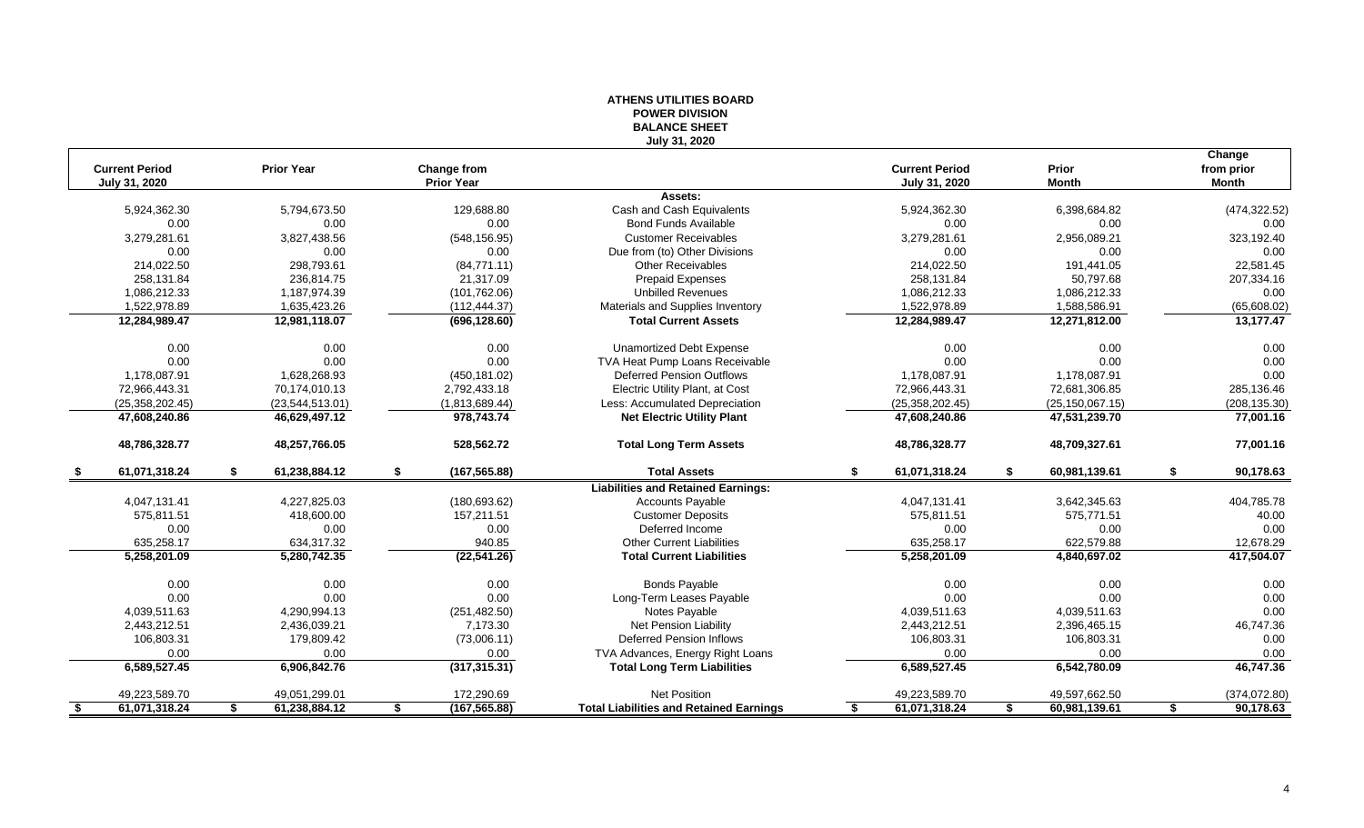# ATHENS UTILITIES BOARD
## POWER DIVISION
## BALANCE SHEET
### July 31, 2020

| Current Period July 31, 2020 | Prior Year | Change from Prior Year | | Current Period July 31, 2020 | Prior Month | Change from prior Month |
|---|---|---|---|---|---|---|
| | | | **Assets:** | | | |
| 5,924,362.30 | 5,794,673.50 | 129,688.80 | Cash and Cash Equivalents | 5,924,362.30 | 6,398,684.82 | (474,322.52) |
| 0.00 | 0.00 | 0.00 | Bond Funds Available | 0.00 | 0.00 | 0.00 |
| 3,279,281.61 | 3,827,438.56 | (548,156.95) | Customer Receivables | 3,279,281.61 | 2,956,089.21 | 323,192.40 |
| 0.00 | 0.00 | 0.00 | Due from (to) Other Divisions | 0.00 | 0.00 | 0.00 |
| 214,022.50 | 298,793.61 | (84,771.11) | Other Receivables | 214,022.50 | 191,441.05 | 22,581.45 |
| 258,131.84 | 236,814.75 | 21,317.09 | Prepaid Expenses | 258,131.84 | 50,797.68 | 207,334.16 |
| 1,086,212.33 | 1,187,974.39 | (101,762.06) | Unbilled Revenues | 1,086,212.33 | 1,086,212.33 | 0.00 |
| 1,522,978.89 | 1,635,423.26 | (112,444.37) | Materials and Supplies Inventory | 1,522,978.89 | 1,588,586.91 | (65,608.02) |
| **12,284,989.47** | **12,981,118.07** | **(696,128.60)** | **Total Current Assets** | **12,284,989.47** | **12,271,812.00** | **13,177.47** |
| 0.00 | 0.00 | 0.00 | Unamortized Debt Expense | 0.00 | 0.00 | 0.00 |
| 0.00 | 0.00 | 0.00 | TVA Heat Pump Loans Receivable | 0.00 | 0.00 | 0.00 |
| 1,178,087.91 | 1,628,268.93 | (450,181.02) | Deferred Pension Outflows | 1,178,087.91 | 1,178,087.91 | 0.00 |
| 72,966,443.31 | 70,174,010.13 | 2,792,433.18 | Electric Utility Plant, at Cost | 72,966,443.31 | 72,681,306.85 | 285,136.46 |
| (25,358,202.45) | (23,544,513.01) | (1,813,689.44) | Less: Accumulated Depreciation | (25,358,202.45) | (25,150,067.15) | (208,135.30) |
| **47,608,240.86** | **46,629,497.12** | **978,743.74** | **Net Electric Utility Plant** | **47,608,240.86** | **47,531,239.70** | **77,001.16** |
| **48,786,328.77** | **48,257,766.05** | **528,562.72** | **Total Long Term Assets** | **48,786,328.77** | **48,709,327.61** | **77,001.16** |
| **$ 61,071,318.24** | **$ 61,238,884.12** | **$ (167,565.88)** | **Total Assets** | **$ 61,071,318.24** | **$ 60,981,139.61** | **$ 90,178.63** |
| | | | **Liabilities and Retained Earnings:** | | | |
| 4,047,131.41 | 4,227,825.03 | (180,693.62) | Accounts Payable | 4,047,131.41 | 3,642,345.63 | 404,785.78 |
| 575,811.51 | 418,600.00 | 157,211.51 | Customer Deposits | 575,811.51 | 575,771.51 | 40.00 |
| 0.00 | 0.00 | 0.00 | Deferred Income | 0.00 | 0.00 | 0.00 |
| 635,258.17 | 634,317.32 | 940.85 | Other Current Liabilities | 635,258.17 | 622,579.88 | 12,678.29 |
| **5,258,201.09** | **5,280,742.35** | **(22,541.26)** | **Total Current Liabilities** | **5,258,201.09** | **4,840,697.02** | **417,504.07** |
| 0.00 | 0.00 | 0.00 | Bonds Payable | 0.00 | 0.00 | 0.00 |
| 0.00 | 0.00 | 0.00 | Long-Term Leases Payable | 0.00 | 0.00 | 0.00 |
| 4,039,511.63 | 4,290,994.13 | (251,482.50) | Notes Payable | 4,039,511.63 | 4,039,511.63 | 0.00 |
| 2,443,212.51 | 2,436,039.21 | 7,173.30 | Net Pension Liability | 2,443,212.51 | 2,396,465.15 | 46,747.36 |
| 106,803.31 | 179,809.42 | (73,006.11) | Deferred Pension Inflows | 106,803.31 | 106,803.31 | 0.00 |
| 0.00 | 0.00 | 0.00 | TVA Advances, Energy Right Loans | 0.00 | 0.00 | 0.00 |
| **6,589,527.45** | **6,906,842.76** | **(317,315.31)** | **Total Long Term Liabilities** | **6,589,527.45** | **6,542,780.09** | **46,747.36** |
| 49,223,589.70 | 49,051,299.01 | 172,290.69 | Net Position | 49,223,589.70 | 49,597,662.50 | (374,072.80) |
| **$ 61,071,318.24** | **$ 61,238,884.12** | **$ (167,565.88)** | **Total Liabilities and Retained Earnings** | **$ 61,071,318.24** | **$ 60,981,139.61** | **$ 90,178.63** |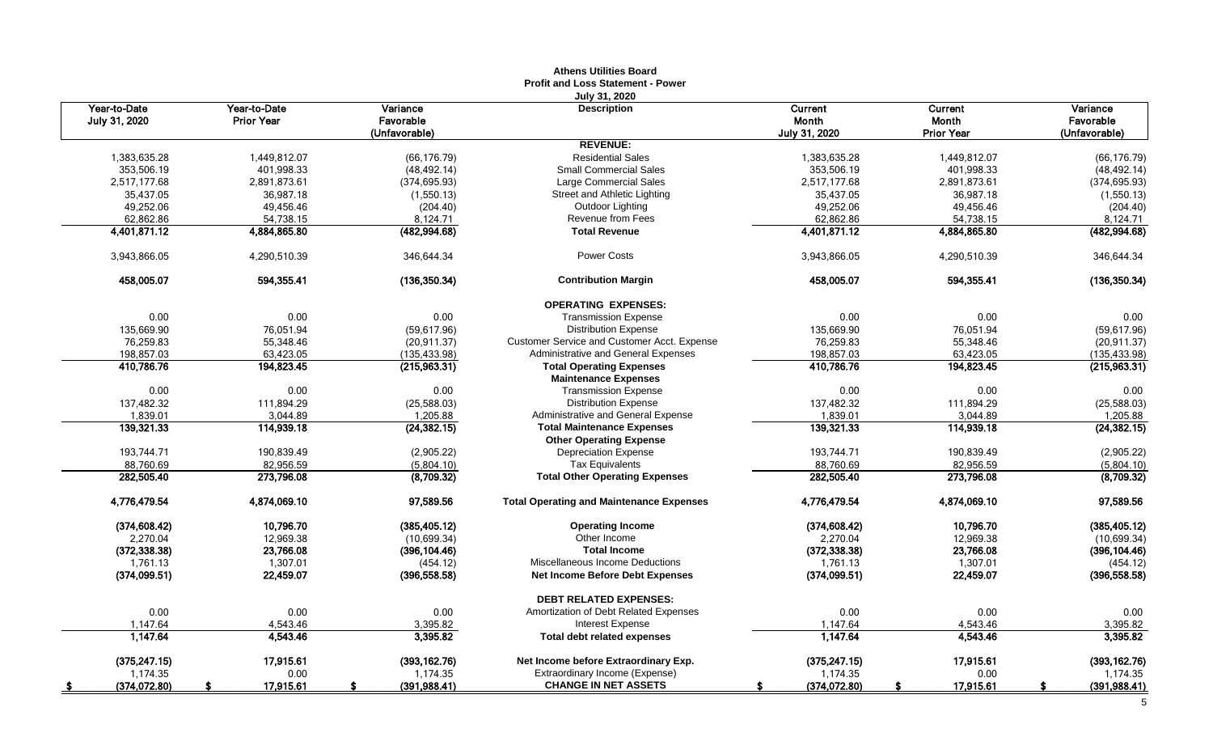**Athens Utilities Board**
**Profit and Loss Statement - Power**
**July 31, 2020**

| Year-to-Date July 31, 2020 | Year-to-Date Prior Year | Variance Favorable (Unfavorable) | Description | Current Month July 31, 2020 | Current Month Prior Year | Variance Favorable (Unfavorable) |
|---|---|---|---|---|---|---|
| | | | **REVENUE:** | | | |
| 1,383,635.28 | 1,449,812.07 | (66,176.79) | Residential Sales | 1,383,635.28 | 1,449,812.07 | (66,176.79) |
| 353,506.19 | 401,998.33 | (48,492.14) | Small Commercial Sales | 353,506.19 | 401,998.33 | (48,492.14) |
| 2,517,177.68 | 2,891,873.61 | (374,695.93) | Large Commercial Sales | 2,517,177.68 | 2,891,873.61 | (374,695.93) |
| 35,437.05 | 36,987.18 | (1,550.13) | Street and Athletic Lighting | 35,437.05 | 36,987.18 | (1,550.13) |
| 49,252.06 | 49,456.46 | (204.40) | Outdoor Lighting | 49,252.06 | 49,456.46 | (204.40) |
| 62,862.86 | 54,738.15 | 8,124.71 | Revenue from Fees | 62,862.86 | 54,738.15 | 8,124.71 |
| **4,401,871.12** | **4,884,865.80** | **(482,994.68)** | **Total Revenue** | **4,401,871.12** | **4,884,865.80** | **(482,994.68)** |
| 3,943,866.05 | 4,290,510.39 | 346,644.34 | Power Costs | 3,943,866.05 | 4,290,510.39 | 346,644.34 |
| **458,005.07** | **594,355.41** | **(136,350.34)** | **Contribution Margin** | **458,005.07** | **594,355.41** | **(136,350.34)** |
| | | | **OPERATING EXPENSES:** | | | |
| 0.00 | 0.00 | 0.00 | Transmission Expense | 0.00 | 0.00 | 0.00 |
| 135,669.90 | 76,051.94 | (59,617.96) | Distribution Expense | 135,669.90 | 76,051.94 | (59,617.96) |
| 76,259.83 | 55,348.46 | (20,911.37) | Customer Service and Customer Acct. Expense | 76,259.83 | 55,348.46 | (20,911.37) |
| 198,857.03 | 63,423.05 | (135,433.98) | Administrative and General Expenses | 198,857.03 | 63,423.05 | (135,433.98) |
| **410,786.76** | **194,823.45** | **(215,963.31)** | **Total Operating Expenses** | **410,786.76** | **194,823.45** | **(215,963.31)** |
| | | | **Maintenance Expenses** | | | |
| 0.00 | 0.00 | 0.00 | Transmission Expense | 0.00 | 0.00 | 0.00 |
| 137,482.32 | 111,894.29 | (25,588.03) | Distribution Expense | 137,482.32 | 111,894.29 | (25,588.03) |
| 1,839.01 | 3,044.89 | 1,205.88 | Administrative and General Expense | 1,839.01 | 3,044.89 | 1,205.88 |
| **139,321.33** | **114,939.18** | **(24,382.15)** | **Total Maintenance Expenses** | **139,321.33** | **114,939.18** | **(24,382.15)** |
| | | | **Other Operating Expense** | | | |
| 193,744.71 | 190,839.49 | (2,905.22) | Depreciation Expense | 193,744.71 | 190,839.49 | (2,905.22) |
| 88,760.69 | 82,956.59 | (5,804.10) | Tax Equivalents | 88,760.69 | 82,956.59 | (5,804.10) |
| **282,505.40** | **273,796.08** | **(8,709.32)** | **Total Other Operating Expenses** | **282,505.40** | **273,796.08** | **(8,709.32)** |
| **4,776,479.54** | **4,874,069.10** | **97,589.56** | **Total Operating and Maintenance Expenses** | **4,776,479.54** | **4,874,069.10** | **97,589.56** |
| **(374,608.42)** | **10,796.70** | **(385,405.12)** | **Operating Income** | **(374,608.42)** | **10,796.70** | **(385,405.12)** |
| 2,270.04 | 12,969.38 | (10,699.34) | Other Income | 2,270.04 | 12,969.38 | (10,699.34) |
| **(372,338.38)** | **23,766.08** | **(396,104.46)** | **Total Income** | **(372,338.38)** | **23,766.08** | **(396,104.46)** |
| 1,761.13 | 1,307.01 | (454.12) | Miscellaneous Income Deductions | 1,761.13 | 1,307.01 | (454.12) |
| **(374,099.51)** | **22,459.07** | **(396,558.58)** | **Net Income Before Debt Expenses** | **(374,099.51)** | **22,459.07** | **(396,558.58)** |
| | | | **DEBT RELATED EXPENSES:** | | | |
| 0.00 | 0.00 | 0.00 | Amortization of Debt Related Expenses | 0.00 | 0.00 | 0.00 |
| 1,147.64 | 4,543.46 | 3,395.82 | Interest Expense | 1,147.64 | 4,543.46 | 3,395.82 |
| **1,147.64** | **4,543.46** | **3,395.82** | **Total debt related expenses** | **1,147.64** | **4,543.46** | **3,395.82** |
| **(375,247.15)** | **17,915.61** | **(393,162.76)** | **Net Income before Extraordinary Exp.** | **(375,247.15)** | **17,915.61** | **(393,162.76)** |
| 1,174.35 | 0.00 | 1,174.35 | Extraordinary Income (Expense) | 1,174.35 | 0.00 | 1,174.35 |
| **$ (374,072.80)** | **$ 17,915.61** | **$ (391,988.41)** | **CHANGE IN NET ASSETS** | **$ (374,072.80)** | **$ 17,915.61** | **$ (391,988.41)** |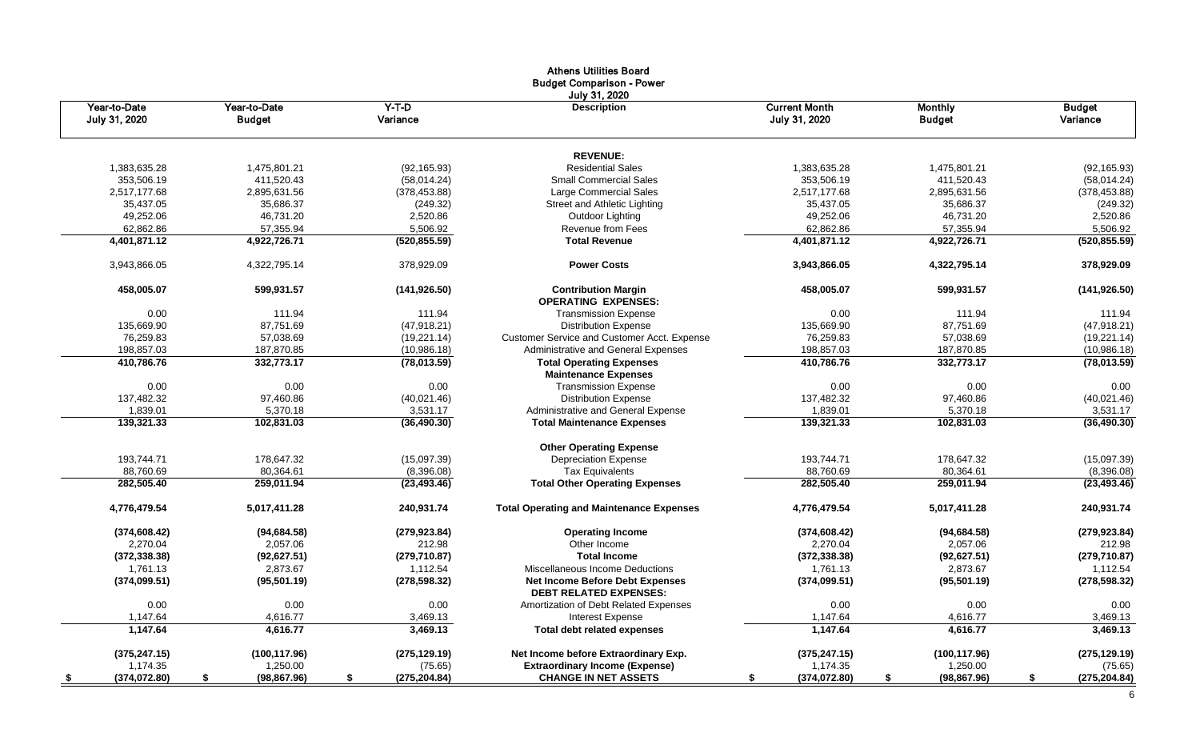**Athens Utilities Board**
**Budget Comparison - Power**
**July 31, 2020**

| Year-to-Date July 31, 2020 | Year-to-Date Budget | Y-T-D Variance | Description | Current Month July 31, 2020 | Monthly Budget | Budget Variance |
|---|---|---|---|---|---|---|
| | | | **REVENUE:** | | | |
| 1,383,635.28 | 1,475,801.21 | (92,165.93) | Residential Sales | 1,383,635.28 | 1,475,801.21 | (92,165.93) |
| 353,506.19 | 411,520.43 | (58,014.24) | Small Commercial Sales | 353,506.19 | 411,520.43 | (58,014.24) |
| 2,517,177.68 | 2,895,631.56 | (378,453.88) | Large Commercial Sales | 2,517,177.68 | 2,895,631.56 | (378,453.88) |
| 35,437.05 | 35,686.37 | (249.32) | Street and Athletic Lighting | 35,437.05 | 35,686.37 | (249.32) |
| 49,252.06 | 46,731.20 | 2,520.86 | Outdoor Lighting | 49,252.06 | 46,731.20 | 2,520.86 |
| 62,862.86 | 57,355.94 | 5,506.92 | Revenue from Fees | 62,862.86 | 57,355.94 | 5,506.92 |
| **4,401,871.12** | **4,922,726.71** | **(520,855.59)** | **Total Revenue** | **4,401,871.12** | **4,922,726.71** | **(520,855.59)** |
| 3,943,866.05 | 4,322,795.14 | 378,929.09 | **Power Costs** | **3,943,866.05** | **4,322,795.14** | **378,929.09** |
| **458,005.07** | **599,931.57** | **(141,926.50)** | **Contribution Margin** | **458,005.07** | **599,931.57** | **(141,926.50)** |
| | | | **OPERATING EXPENSES:** | | | |
| 0.00 | 111.94 | 111.94 | Transmission Expense | 0.00 | 111.94 | 111.94 |
| 135,669.90 | 87,751.69 | (47,918.21) | Distribution Expense | 135,669.90 | 87,751.69 | (47,918.21) |
| 76,259.83 | 57,038.69 | (19,221.14) | Customer Service and Customer Acct. Expense | 76,259.83 | 57,038.69 | (19,221.14) |
| 198,857.03 | 187,870.85 | (10,986.18) | Administrative and General Expenses | 198,857.03 | 187,870.85 | (10,986.18) |
| **410,786.76** | **332,773.17** | **(78,013.59)** | **Total Operating Expenses** | **410,786.76** | **332,773.17** | **(78,013.59)** |
| | | | **Maintenance Expenses** | | | |
| 0.00 | 0.00 | 0.00 | Transmission Expense | 0.00 | 0.00 | 0.00 |
| 137,482.32 | 97,460.86 | (40,021.46) | Distribution Expense | 137,482.32 | 97,460.86 | (40,021.46) |
| 1,839.01 | 5,370.18 | 3,531.17 | Administrative and General Expense | 1,839.01 | 5,370.18 | 3,531.17 |
| **139,321.33** | **102,831.03** | **(36,490.30)** | **Total Maintenance Expenses** | **139,321.33** | **102,831.03** | **(36,490.30)** |
| | | | **Other Operating Expense** | | | |
| 193,744.71 | 178,647.32 | (15,097.39) | Depreciation Expense | 193,744.71 | 178,647.32 | (15,097.39) |
| 88,760.69 | 80,364.61 | (8,396.08) | Tax Equivalents | 88,760.69 | 80,364.61 | (8,396.08) |
| **282,505.40** | **259,011.94** | **(23,493.46)** | **Total Other Operating Expenses** | **282,505.40** | **259,011.94** | **(23,493.46)** |
| **4,776,479.54** | **5,017,411.28** | **240,931.74** | **Total Operating and Maintenance Expenses** | **4,776,479.54** | **5,017,411.28** | **240,931.74** |
| **(374,608.42)** | **(94,684.58)** | **(279,923.84)** | **Operating Income** | **(374,608.42)** | **(94,684.58)** | **(279,923.84)** |
| 2,270.04 | 2,057.06 | 212.98 | Other Income | 2,270.04 | 2,057.06 | 212.98 |
| **(372,338.38)** | **(92,627.51)** | **(279,710.87)** | **Total Income** | **(372,338.38)** | **(92,627.51)** | **(279,710.87)** |
| 1,761.13 | 2,873.67 | 1,112.54 | Miscellaneous Income Deductions | 1,761.13 | 2,873.67 | 1,112.54 |
| **(374,099.51)** | **(95,501.19)** | **(278,598.32)** | **Net Income Before Debt Expenses** | **(374,099.51)** | **(95,501.19)** | **(278,598.32)** |
| | | | **DEBT RELATED EXPENSES:** | | | |
| 0.00 | 0.00 | 0.00 | Amortization of Debt Related Expenses | 0.00 | 0.00 | 0.00 |
| 1,147.64 | 4,616.77 | 3,469.13 | Interest Expense | 1,147.64 | 4,616.77 | 3,469.13 |
| **1,147.64** | **4,616.77** | **3,469.13** | **Total debt related expenses** | **1,147.64** | **4,616.77** | **3,469.13** |
| **(375,247.15)** | **(100,117.96)** | **(275,129.19)** | **Net Income before Extraordinary Exp.** | **(375,247.15)** | **(100,117.96)** | **(275,129.19)** |
| 1,174.35 | 1,250.00 | (75.65) | **Extraordinary Income (Expense)** | 1,174.35 | 1,250.00 | (75.65) |
| **$ (374,072.80)** | **$ (98,867.96)** | **$ (275,204.84)** | **CHANGE IN NET ASSETS** | **$ (374,072.80)** | **$ (98,867.96)** | **$ (275,204.84)** |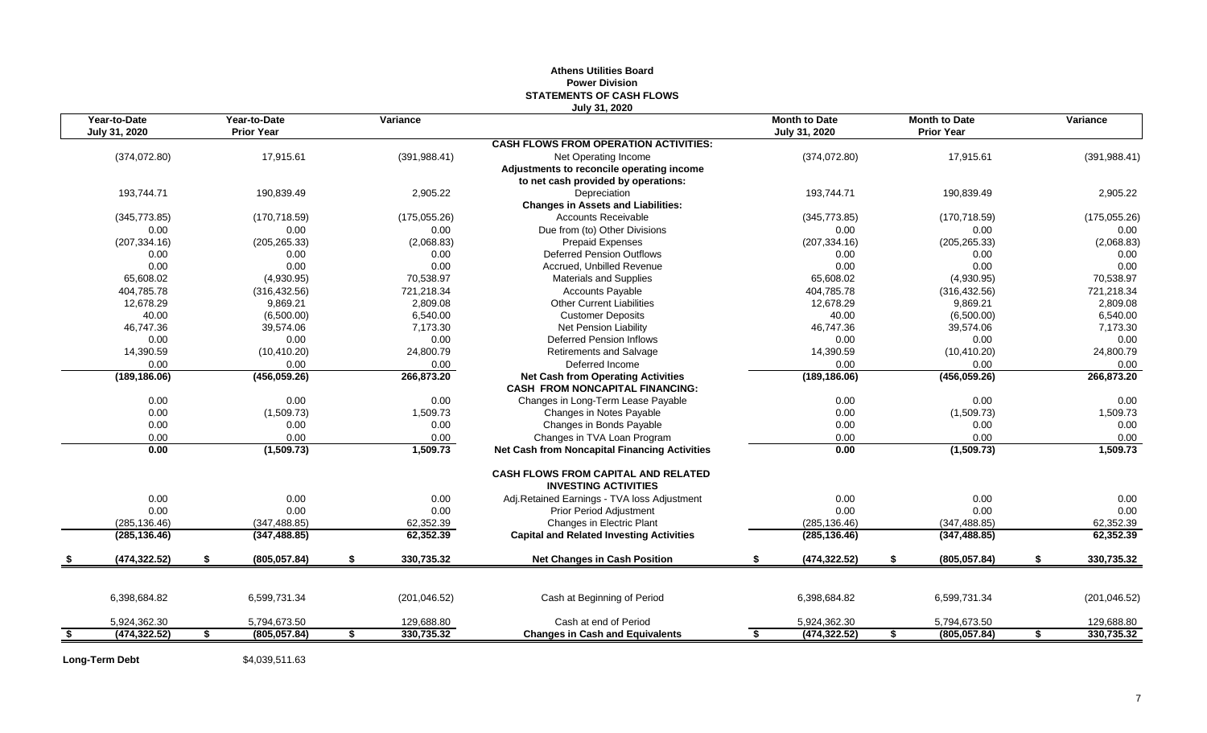**Athens Utilities Board**
**Power Division**
**STATEMENTS OF CASH FLOWS**
**July 31, 2020**

| Year-to-Date July 31, 2020 | Year-to-Date Prior Year | Variance | | Month to Date July 31, 2020 | Month to Date Prior Year | Variance |
|---|---|---|---|---|---|---|
| | | | **CASH FLOWS FROM OPERATION ACTIVITIES:** | | | |
| (374,072.80) | 17,915.61 | (391,988.41) | Net Operating Income | (374,072.80) | 17,915.61 | (391,988.41) |
| | | | **Adjustments to reconcile operating income to net cash provided by operations:** | | | |
| 193,744.71 | 190,839.49 | 2,905.22 | Depreciation | 193,744.71 | 190,839.49 | 2,905.22 |
| | | | **Changes in Assets and Liabilities:** | | | |
| (345,773.85) | (170,718.59) | (175,055.26) | Accounts Receivable | (345,773.85) | (170,718.59) | (175,055.26) |
| 0.00 | 0.00 | 0.00 | Due from (to) Other Divisions | 0.00 | 0.00 | 0.00 |
| (207,334.16) | (205,265.33) | (2,068.83) | Prepaid Expenses | (207,334.16) | (205,265.33) | (2,068.83) |
| 0.00 | 0.00 | 0.00 | Deferred Pension Outflows | 0.00 | 0.00 | 0.00 |
| 0.00 | 0.00 | 0.00 | Accrued, Unbilled Revenue | 0.00 | 0.00 | 0.00 |
| 65,608.02 | (4,930.95) | 70,538.97 | Materials and Supplies | 65,608.02 | (4,930.95) | 70,538.97 |
| 404,785.78 | (316,432.56) | 721,218.34 | Accounts Payable | 404,785.78 | (316,432.56) | 721,218.34 |
| 12,678.29 | 9,869.21 | 2,809.08 | Other Current Liabilities | 12,678.29 | 9,869.21 | 2,809.08 |
| 40.00 | (6,500.00) | 6,540.00 | Customer Deposits | 40.00 | (6,500.00) | 6,540.00 |
| 46,747.36 | 39,574.06 | 7,173.30 | Net Pension Liability | 46,747.36 | 39,574.06 | 7,173.30 |
| 0.00 | 0.00 | 0.00 | Deferred Pension Inflows | 0.00 | 0.00 | 0.00 |
| 14,390.59 | (10,410.20) | 24,800.79 | Retirements and Salvage | 14,390.59 | (10,410.20) | 24,800.79 |
| 0.00 | 0.00 | 0.00 | Deferred Income | 0.00 | 0.00 | 0.00 |
| **(189,186.06)** | **(456,059.26)** | **266,873.20** | **Net Cash from Operating Activities** | **(189,186.06)** | **(456,059.26)** | **266,873.20** |
| | | | **CASH FROM NONCAPITAL FINANCING:** | | | |
| 0.00 | 0.00 | 0.00 | Changes in Long-Term Lease Payable | 0.00 | 0.00 | 0.00 |
| 0.00 | (1,509.73) | 1,509.73 | Changes in Notes Payable | 0.00 | (1,509.73) | 1,509.73 |
| 0.00 | 0.00 | 0.00 | Changes in Bonds Payable | 0.00 | 0.00 | 0.00 |
| 0.00 | 0.00 | 0.00 | Changes in TVA Loan Program | 0.00 | 0.00 | 0.00 |
| **0.00** | **(1,509.73)** | **1,509.73** | **Net Cash from Noncapital Financing Activities** | **0.00** | **(1,509.73)** | **1,509.73** |
| | | | **CASH FLOWS FROM CAPITAL AND RELATED INVESTING ACTIVITIES** | | | |
| 0.00 | 0.00 | 0.00 | Adj.Retained Earnings - TVA loss Adjustment | 0.00 | 0.00 | 0.00 |
| 0.00 | 0.00 | 0.00 | Prior Period Adjustment | 0.00 | 0.00 | 0.00 |
| (285,136.46) | (347,488.85) | 62,352.39 | Changes in Electric Plant | (285,136.46) | (347,488.85) | 62,352.39 |
| **(285,136.46)** | **(347,488.85)** | **62,352.39** | **Capital and Related Investing Activities** | **(285,136.46)** | **(347,488.85)** | **62,352.39** |
| **$ (474,322.52)** | **$ (805,057.84)** | **$ 330,735.32** | **Net Changes in Cash Position** | **$ (474,322.52)** | **$ (805,057.84)** | **$ 330,735.32** |
| 6,398,684.82 | 6,599,731.34 | (201,046.52) | Cash at Beginning of Period | 6,398,684.82 | 6,599,731.34 | (201,046.52) |
| 5,924,362.30 | 5,794,673.50 | 129,688.80 | Cash at end of Period | 5,924,362.30 | 5,794,673.50 | 129,688.80 |
| **$ (474,322.52)** | **$ (805,057.84)** | **$ 330,735.32** | **Changes in Cash and Equivalents** | **$ (474,322.52)** | **$ (805,057.84)** | **$ 330,735.32** |

**Long-Term Debt** $4,039,511.63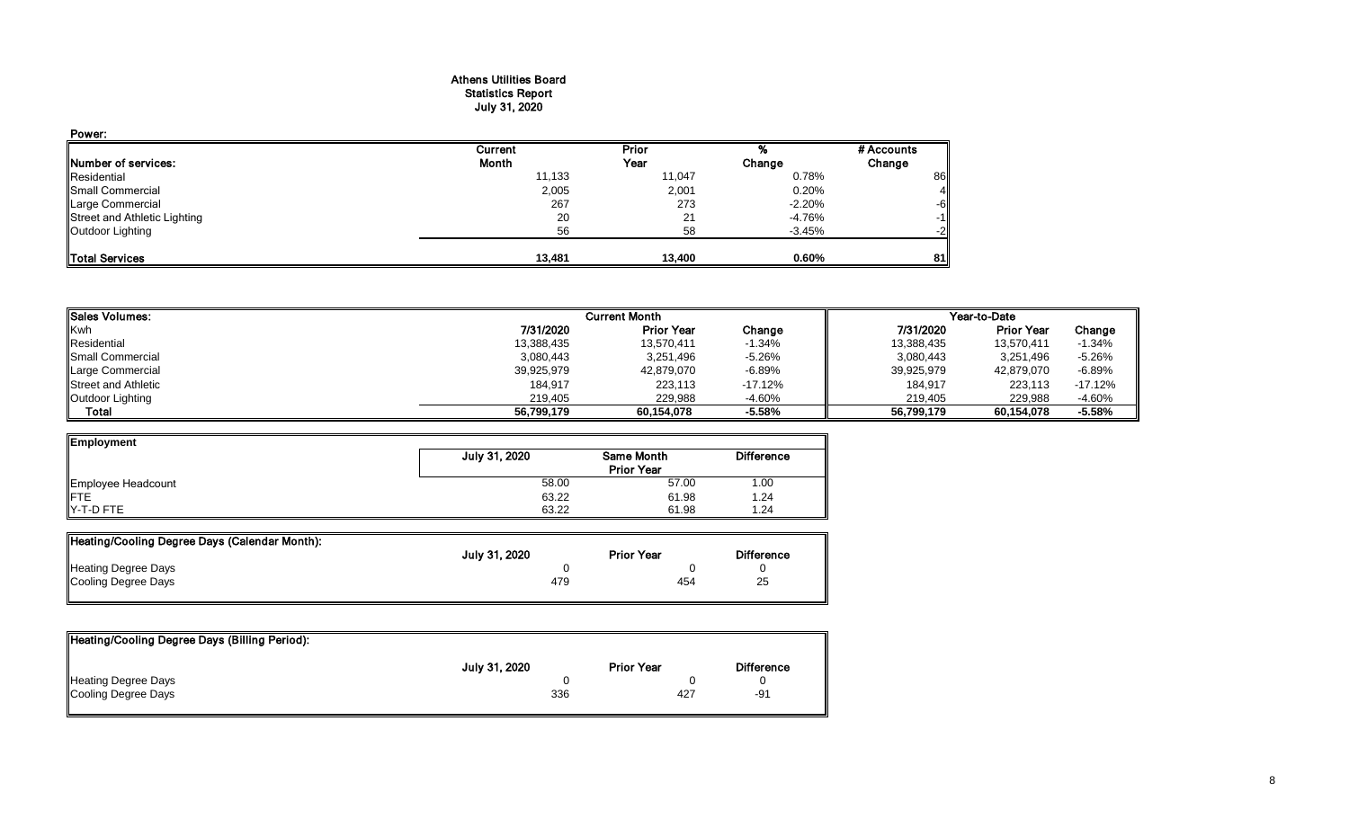# Athens Utilities Board
## Statistics Report
### July 31, 2020

**Power:**

| Number of services: | Current Month | Prior Year | % Change | # Accounts Change |
|---|---|---|---|---|
| Residential | 11,133 | 11,047 | 0.78% | 86 |
| Small Commercial | 2,005 | 2,001 | 0.20% | 4 |
| Large Commercial | 267 | 273 | -2.20% | -6 |
| Street and Athletic Lighting | 20 | 21 | -4.76% | -1 |
| Outdoor Lighting | 56 | 58 | -3.45% | -2 |
| **Total Services** | **13,481** | **13,400** | **0.60%** | **81** |

| Sales Volumes: | Current Month | | | Year-to-Date | | |
|---|---|---|---|---|---|---|
| Kwh | 7/31/2020 | Prior Year | Change | 7/31/2020 | Prior Year | Change |
| Residential | 13,388,435 | 13,570,411 | -1.34% | 13,388,435 | 13,570,411 | -1.34% |
| Small Commercial | 3,080,443 | 3,251,496 | -5.26% | 3,080,443 | 3,251,496 | -5.26% |
| Large Commercial | 39,925,979 | 42,879,070 | -6.89% | 39,925,979 | 42,879,070 | -6.89% |
| Street and Athletic | 184,917 | 223,113 | -17.12% | 184,917 | 223,113 | -17.12% |
| Outdoor Lighting | 219,405 | 229,988 | -4.60% | 219,405 | 229,988 | -4.60% |
| **Total** | **56,799,179** | **60,154,078** | **-5.58%** | **56,799,179** | **60,154,078** | **-5.58%** |

| Employment | July 31, 2020 | Same Month Prior Year | Difference |
|---|---|---|---|
| Employee Headcount | 58.00 | 57.00 | 1.00 |
| FTE | 63.22 | 61.98 | 1.24 |
| Y-T-D FTE | 63.22 | 61.98 | 1.24 |

| Heating/Cooling Degree Days (Calendar Month): | July 31, 2020 | Prior Year | Difference |
|---|---|---|---|
| Heating Degree Days | 0 | 0 | 0 |
| Cooling Degree Days | 479 | 454 | 25 |

| Heating/Cooling Degree Days (Billing Period): | July 31, 2020 | Prior Year | Difference |
|---|---|---|---|
| Heating Degree Days | 0 | 0 | 0 |
| Cooling Degree Days | 336 | 427 | -91 |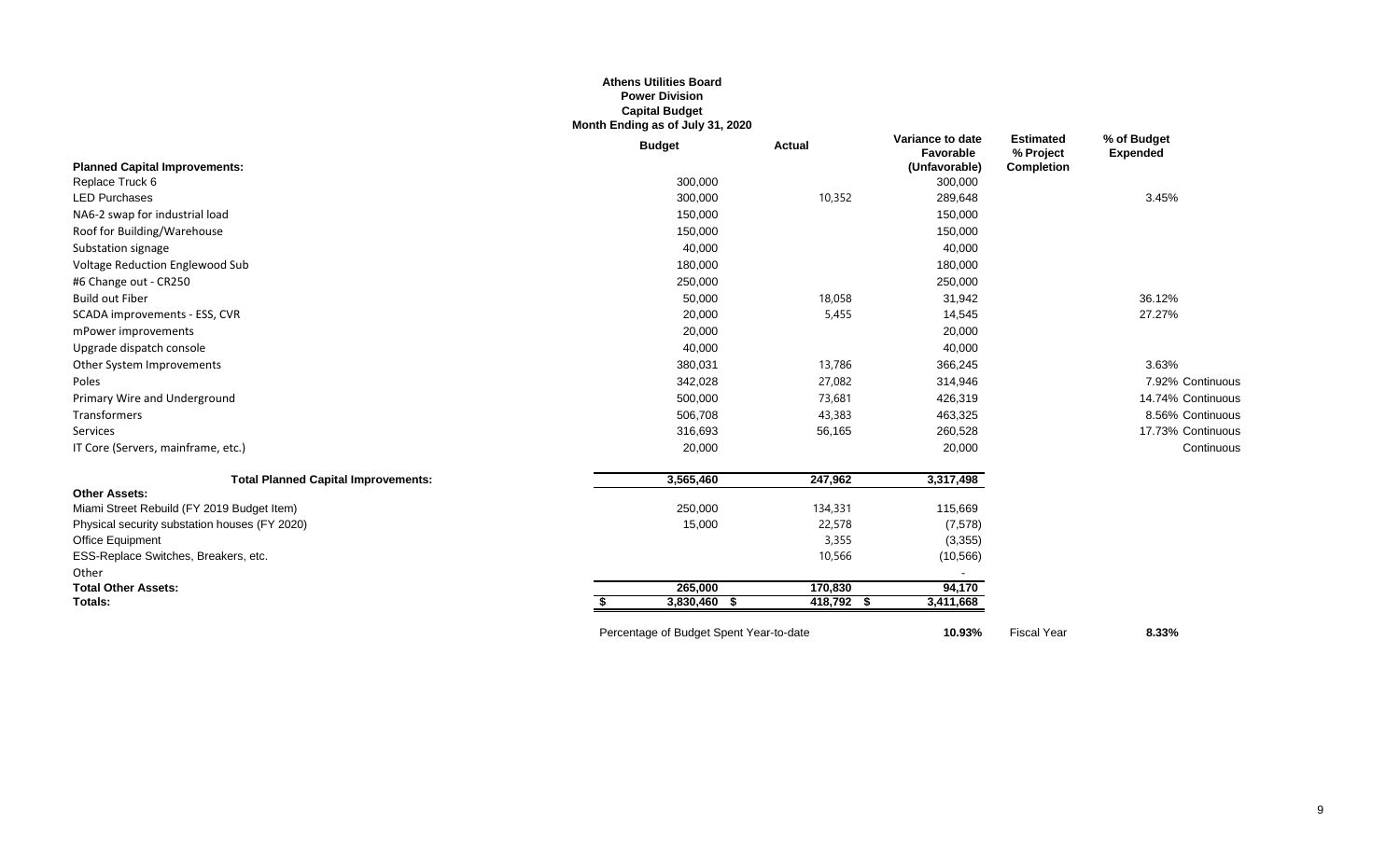**Athens Utilities Board**
**Power Division**
**Capital Budget**
**Month Ending as of July 31, 2020**

| **Planned Capital Improvements:** | **Budget** | **Actual** | **Variance to date Favorable (Unfavorable)** | **Estimated % Project Completion** | **% of Budget Expended** | |
|---|---|---|---|---|---|---|
| Replace Truck 6 | 300,000 | | 300,000 | | | |
| LED Purchases | 300,000 | 10,352 | 289,648 | | 3.45% | |
| NA6-2 swap for industrial load | 150,000 | | 150,000 | | | |
| Roof for Building/Warehouse | 150,000 | | 150,000 | | | |
| Substation signage | 40,000 | | 40,000 | | | |
| Voltage Reduction Englewood Sub | 180,000 | | 180,000 | | | |
| #6 Change out - CR250 | 250,000 | | 250,000 | | | |
| Build out Fiber | 50,000 | 18,058 | 31,942 | | 36.12% | |
| SCADA improvements - ESS, CVR | 20,000 | 5,455 | 14,545 | | 27.27% | |
| mPower improvements | 20,000 | | 20,000 | | | |
| Upgrade dispatch console | 40,000 | | 40,000 | | | |
| Other System Improvements | 380,031 | 13,786 | 366,245 | | 3.63% | |
| Poles | 342,028 | 27,082 | 314,946 | | 7.92% | Continuous |
| Primary Wire and Underground | 500,000 | 73,681 | 426,319 | | 14.74% | Continuous |
| Transformers | 506,708 | 43,383 | 463,325 | | 8.56% | Continuous |
| Services | 316,693 | 56,165 | 260,528 | | 17.73% | Continuous |
| IT Core (Servers, mainframe, etc.) | 20,000 | | 20,000 | | | Continuous |
| **Total Planned Capital Improvements:** | 3,565,460 | 247,962 | 3,317,498 | | | |
| **Other Assets:** | | | | | | |
| Miami Street Rebuild (FY 2019 Budget Item) | 250,000 | 134,331 | 115,669 | | | |
| Physical security substation houses (FY 2020) | 15,000 | 22,578 | (7,578) | | | |
| Office Equipment | | 3,355 | (3,355) | | | |
| ESS-Replace Switches, Breakers, etc. | | 10,566 | (10,566) | | | |
| Other | | | - | | | |
| **Total Other Assets:** | 265,000 | 170,830 | 94,170 | | | |
| **Totals:** | $ 3,830,460 | $ 418,792 | $ 3,411,668 | | | |
| | Percentage of Budget Spent Year-to-date | | **10.93%** | Fiscal Year | **8.33%** | |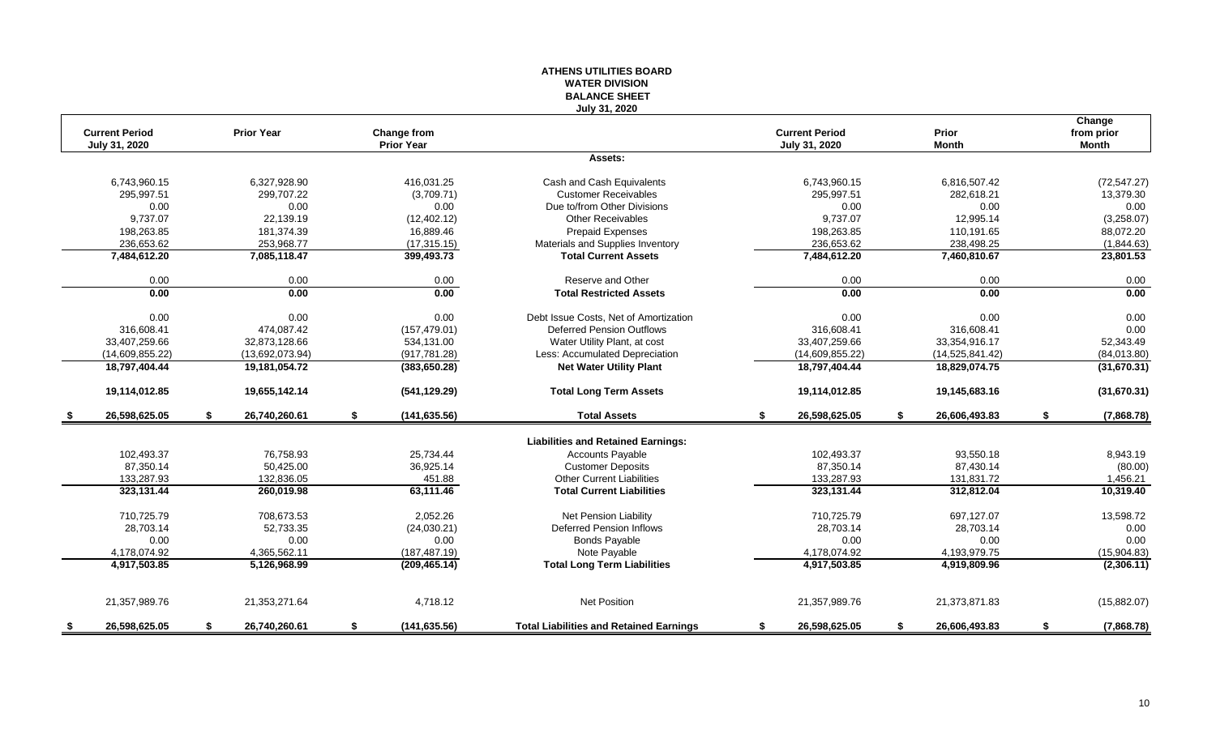# ATHENS UTILITIES BOARD
## WATER DIVISION
## BALANCE SHEET
### July 31, 2020

| Current Period July 31, 2020 | Prior Year | Change from Prior Year | | Current Period July 31, 2020 | Prior Month | Change from prior Month |
|---|---|---|---|---|---|---|
| | | | **Assets:** | | | |
| 6,743,960.15 | 6,327,928.90 | 416,031.25 | Cash and Cash Equivalents | 6,743,960.15 | 6,816,507.42 | (72,547.27) |
| 295,997.51 | 299,707.22 | (3,709.71) | Customer Receivables | 295,997.51 | 282,618.21 | 13,379.30 |
| 0.00 | 0.00 | 0.00 | Due to/from Other Divisions | 0.00 | 0.00 | 0.00 |
| 9,737.07 | 22,139.19 | (12,402.12) | Other Receivables | 9,737.07 | 12,995.14 | (3,258.07) |
| 198,263.85 | 181,374.39 | 16,889.46 | Prepaid Expenses | 198,263.85 | 110,191.65 | 88,072.20 |
| 236,653.62 | 253,968.77 | (17,315.15) | Materials and Supplies Inventory | 236,653.62 | 238,498.25 | (1,844.63) |
| **7,484,612.20** | **7,085,118.47** | **399,493.73** | **Total Current Assets** | **7,484,612.20** | **7,460,810.67** | **23,801.53** |
| 0.00 | 0.00 | 0.00 | Reserve and Other | 0.00 | 0.00 | 0.00 |
| **0.00** | **0.00** | **0.00** | **Total Restricted Assets** | **0.00** | **0.00** | **0.00** |
| 0.00 | 0.00 | 0.00 | Debt Issue Costs, Net of Amortization | 0.00 | 0.00 | 0.00 |
| 316,608.41 | 474,087.42 | (157,479.01) | Deferred Pension Outflows | 316,608.41 | 316,608.41 | 0.00 |
| 33,407,259.66 | 32,873,128.66 | 534,131.00 | Water Utility Plant, at cost | 33,407,259.66 | 33,354,916.17 | 52,343.49 |
| (14,609,855.22) | (13,692,073.94) | (917,781.28) | Less: Accumulated Depreciation | (14,609,855.22) | (14,525,841.42) | (84,013.80) |
| **18,797,404.44** | **19,181,054.72** | **(383,650.28)** | **Net Water Utility Plant** | **18,797,404.44** | **18,829,074.75** | **(31,670.31)** |
| **19,114,012.85** | **19,655,142.14** | **(541,129.29)** | **Total Long Term Assets** | **19,114,012.85** | **19,145,683.16** | **(31,670.31)** |
| **$ 26,598,625.05** | **$ 26,740,260.61** | **$ (141,635.56)** | **Total Assets** | **$ 26,598,625.05** | **$ 26,606,493.83** | **$ (7,868.78)** |
| | | | **Liabilities and Retained Earnings:** | | | |
| 102,493.37 | 76,758.93 | 25,734.44 | Accounts Payable | 102,493.37 | 93,550.18 | 8,943.19 |
| 87,350.14 | 50,425.00 | 36,925.14 | Customer Deposits | 87,350.14 | 87,430.14 | (80.00) |
| 133,287.93 | 132,836.05 | 451.88 | Other Current Liabilities | 133,287.93 | 131,831.72 | 1,456.21 |
| **323,131.44** | **260,019.98** | **63,111.46** | **Total Current Liabilities** | **323,131.44** | **312,812.04** | **10,319.40** |
| 710,725.79 | 708,673.53 | 2,052.26 | Net Pension Liability | 710,725.79 | 697,127.07 | 13,598.72 |
| 28,703.14 | 52,733.35 | (24,030.21) | Deferred Pension Inflows | 28,703.14 | 28,703.14 | 0.00 |
| 0.00 | 0.00 | 0.00 | Bonds Payable | 0.00 | 0.00 | 0.00 |
| 4,178,074.92 | 4,365,562.11 | (187,487.19) | Note Payable | 4,178,074.92 | 4,193,979.75 | (15,904.83) |
| **4,917,503.85** | **5,126,968.99** | **(209,465.14)** | **Total Long Term Liabilities** | **4,917,503.85** | **4,919,809.96** | **(2,306.11)** |
| 21,357,989.76 | 21,353,271.64 | 4,718.12 | Net Position | 21,357,989.76 | 21,373,871.83 | (15,882.07) |
| **$ 26,598,625.05** | **$ 26,740,260.61** | **$ (141,635.56)** | **Total Liabilities and Retained Earnings** | **$ 26,598,625.05** | **$ 26,606,493.83** | **$ (7,868.78)** |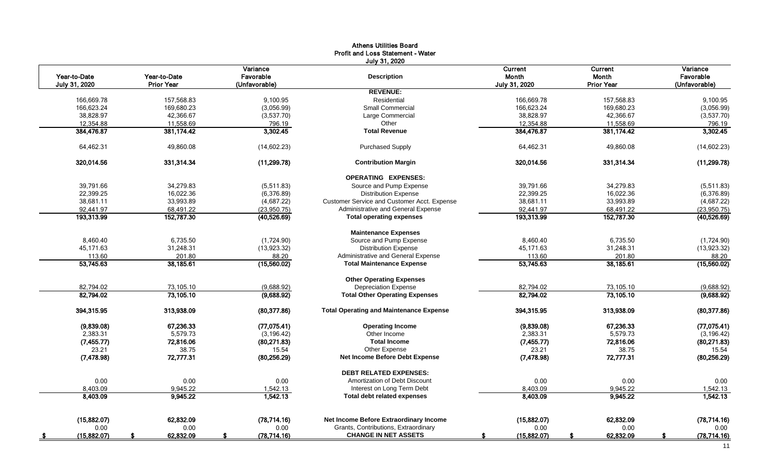# Athens Utilities Board
## Profit and Loss Statement - Water
### July 31, 2020

| Year-to-Date July 31, 2020 | Year-to-Date Prior Year | Variance Favorable (Unfavorable) | Description | Current Month July 31, 2020 | Current Month Prior Year | Variance Favorable (Unfavorable) |
|---|---|---|---|---|---|---|
| | | | **REVENUE:** | | | |
| 166,669.78 | 157,568.83 | 9,100.95 | Residential | 166,669.78 | 157,568.83 | 9,100.95 |
| 166,623.24 | 169,680.23 | (3,056.99) | Small Commercial | 166,623.24 | 169,680.23 | (3,056.99) |
| 38,828.97 | 42,366.67 | (3,537.70) | Large Commercial | 38,828.97 | 42,366.67 | (3,537.70) |
| 12,354.88 | 11,558.69 | 796.19 | Other | 12,354.88 | 11,558.69 | 796.19 |
| **384,476.87** | **381,174.42** | **3,302.45** | **Total Revenue** | **384,476.87** | **381,174.42** | **3,302.45** |
| 64,462.31 | 49,860.08 | (14,602.23) | Purchased Supply | 64,462.31 | 49,860.08 | (14,602.23) |
| **320,014.56** | **331,314.34** | **(11,299.78)** | **Contribution Margin** | **320,014.56** | **331,314.34** | **(11,299.78)** |
| | | | **OPERATING EXPENSES:** | | | |
| 39,791.66 | 34,279.83 | (5,511.83) | Source and Pump Expense | 39,791.66 | 34,279.83 | (5,511.83) |
| 22,399.25 | 16,022.36 | (6,376.89) | Distribution Expense | 22,399.25 | 16,022.36 | (6,376.89) |
| 38,681.11 | 33,993.89 | (4,687.22) | Customer Service and Customer Acct. Expense | 38,681.11 | 33,993.89 | (4,687.22) |
| 92,441.97 | 68,491.22 | (23,950.75) | Administrative and General Expense | 92,441.97 | 68,491.22 | (23,950.75) |
| **193,313.99** | **152,787.30** | **(40,526.69)** | **Total operating expenses** | **193,313.99** | **152,787.30** | **(40,526.69)** |
| | | | **Maintenance Expenses** | | | |
| 8,460.40 | 6,735.50 | (1,724.90) | Source and Pump Expense | 8,460.40 | 6,735.50 | (1,724.90) |
| 45,171.63 | 31,248.31 | (13,923.32) | Distribution Expense | 45,171.63 | 31,248.31 | (13,923.32) |
| 113.60 | 201.80 | 88.20 | Administrative and General Expense | 113.60 | 201.80 | 88.20 |
| **53,745.63** | **38,185.61** | **(15,560.02)** | **Total Maintenance Expense** | **53,745.63** | **38,185.61** | **(15,560.02)** |
| | | | **Other Operating Expenses** | | | |
| 82,794.02 | 73,105.10 | (9,688.92) | Depreciation Expense | 82,794.02 | 73,105.10 | (9,688.92) |
| **82,794.02** | **73,105.10** | **(9,688.92)** | **Total Other Operating Expenses** | **82,794.02** | **73,105.10** | **(9,688.92)** |
| **394,315.95** | **313,938.09** | **(80,377.86)** | **Total Operating and Maintenance Expense** | **394,315.95** | **313,938.09** | **(80,377.86)** |
| **(9,839.08)** | **67,236.33** | **(77,075.41)** | **Operating Income** | **(9,839.08)** | **67,236.33** | **(77,075.41)** |
| 2,383.31 | 5,579.73 | (3,196.42) | Other Income | 2,383.31 | 5,579.73 | (3,196.42) |
| **(7,455.77)** | **72,816.06** | **(80,271.83)** | **Total Income** | **(7,455.77)** | **72,816.06** | **(80,271.83)** |
| 23.21 | 38.75 | 15.54 | Other Expense | 23.21 | 38.75 | 15.54 |
| **(7,478.98)** | **72,777.31** | **(80,256.29)** | **Net Income Before Debt Expense** | **(7,478.98)** | **72,777.31** | **(80,256.29)** |
| | | | **DEBT RELATED EXPENSES:** | | | |
| 0.00 | 0.00 | 0.00 | Amortization of Debt Discount | 0.00 | 0.00 | 0.00 |
| 8,403.09 | 9,945.22 | 1,542.13 | Interest on Long Term Debt | 8,403.09 | 9,945.22 | 1,542.13 |
| **8,403.09** | **9,945.22** | **1,542.13** | **Total debt related expenses** | **8,403.09** | **9,945.22** | **1,542.13** |
| **(15,882.07)** | **62,832.09** | **(78,714.16)** | **Net Income Before Extraordinary Income** | **(15,882.07)** | **62,832.09** | **(78,714.16)** |
| 0.00 | 0.00 | 0.00 | Grants, Contributions, Extraordinary | 0.00 | 0.00 | 0.00 |
| **$ (15,882.07)** | **$ 62,832.09** | **$ (78,714.16)** | **CHANGE IN NET ASSETS** | **$ (15,882.07)** | **$ 62,832.09** | **$ (78,714.16)** |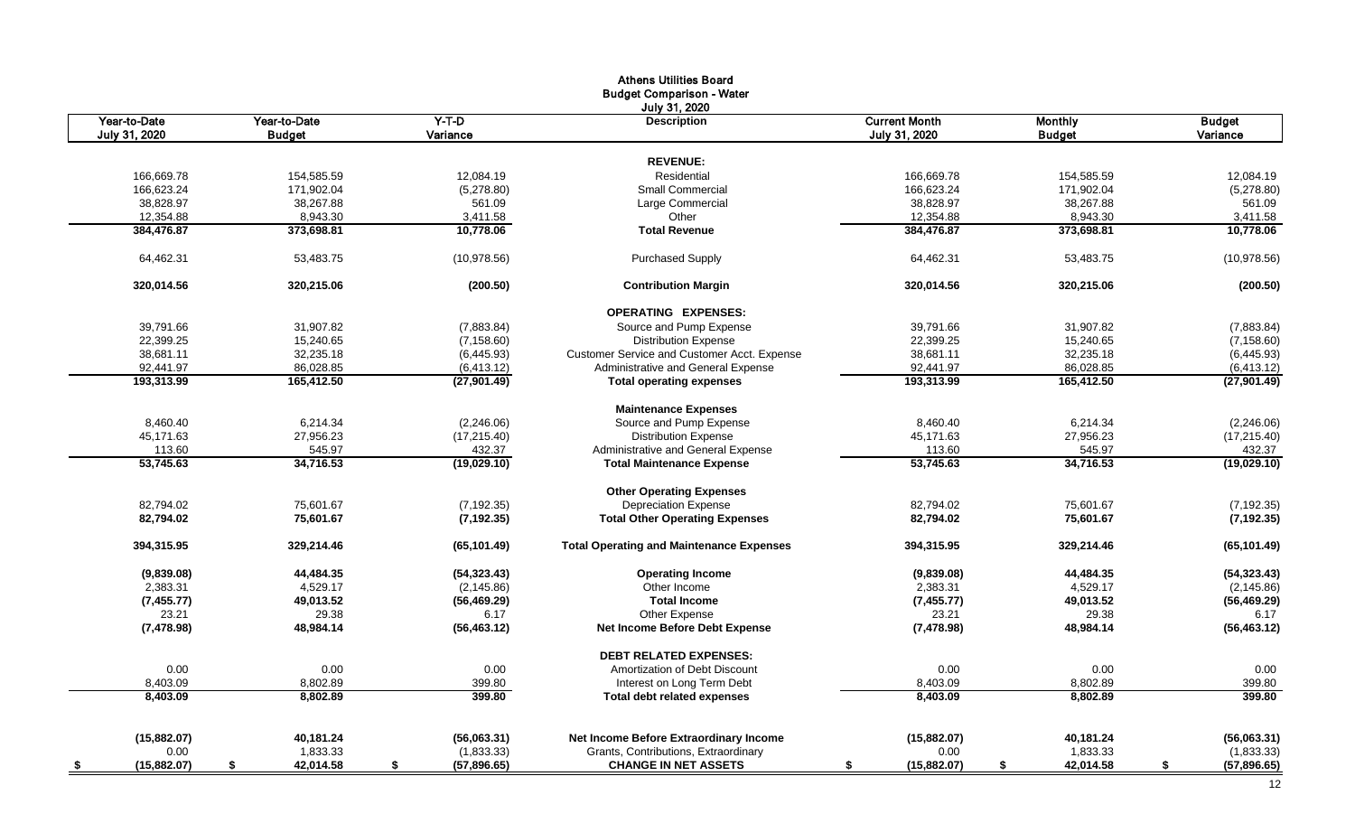# Athens Utilities Board
## Budget Comparison - Water
### July 31, 2020

| Year-to-Date July 31, 2020 | Year-to-Date Budget | Y-T-D Variance | Description | Current Month July 31, 2020 | Monthly Budget | Budget Variance |
|---|---|---|---|---|---|---|
| | | | **REVENUE:** | | | |
| 166,669.78 | 154,585.59 | 12,084.19 | Residential | 166,669.78 | 154,585.59 | 12,084.19 |
| 166,623.24 | 171,902.04 | (5,278.80) | Small Commercial | 166,623.24 | 171,902.04 | (5,278.80) |
| 38,828.97 | 38,267.88 | 561.09 | Large Commercial | 38,828.97 | 38,267.88 | 561.09 |
| 12,354.88 | 8,943.30 | 3,411.58 | Other | 12,354.88 | 8,943.30 | 3,411.58 |
| **384,476.87** | **373,698.81** | **10,778.06** | **Total Revenue** | **384,476.87** | **373,698.81** | **10,778.06** |
| 64,462.31 | 53,483.75 | (10,978.56) | Purchased Supply | 64,462.31 | 53,483.75 | (10,978.56) |
| **320,014.56** | **320,215.06** | **(200.50)** | **Contribution Margin** | **320,014.56** | **320,215.06** | **(200.50)** |
| | | | **OPERATING EXPENSES:** | | | |
| 39,791.66 | 31,907.82 | (7,883.84) | Source and Pump Expense | 39,791.66 | 31,907.82 | (7,883.84) |
| 22,399.25 | 15,240.65 | (7,158.60) | Distribution Expense | 22,399.25 | 15,240.65 | (7,158.60) |
| 38,681.11 | 32,235.18 | (6,445.93) | Customer Service and Customer Acct. Expense | 38,681.11 | 32,235.18 | (6,445.93) |
| 92,441.97 | 86,028.85 | (6,413.12) | Administrative and General Expense | 92,441.97 | 86,028.85 | (6,413.12) |
| **193,313.99** | **165,412.50** | **(27,901.49)** | **Total operating expenses** | **193,313.99** | **165,412.50** | **(27,901.49)** |
| | | | **Maintenance Expenses** | | | |
| 8,460.40 | 6,214.34 | (2,246.06) | Source and Pump Expense | 8,460.40 | 6,214.34 | (2,246.06) |
| 45,171.63 | 27,956.23 | (17,215.40) | Distribution Expense | 45,171.63 | 27,956.23 | (17,215.40) |
| 113.60 | 545.97 | 432.37 | Administrative and General Expense | 113.60 | 545.97 | 432.37 |
| **53,745.63** | **34,716.53** | **(19,029.10)** | **Total Maintenance Expense** | **53,745.63** | **34,716.53** | **(19,029.10)** |
| | | | **Other Operating Expenses** | | | |
| 82,794.02 | 75,601.67 | (7,192.35) | Depreciation Expense | 82,794.02 | 75,601.67 | (7,192.35) |
| **82,794.02** | **75,601.67** | **(7,192.35)** | **Total Other Operating Expenses** | **82,794.02** | **75,601.67** | **(7,192.35)** |
| **394,315.95** | **329,214.46** | **(65,101.49)** | **Total Operating and Maintenance Expenses** | **394,315.95** | **329,214.46** | **(65,101.49)** |
| **(9,839.08)** | **44,484.35** | **(54,323.43)** | **Operating Income** | **(9,839.08)** | **44,484.35** | **(54,323.43)** |
| 2,383.31 | 4,529.17 | (2,145.86) | Other Income | 2,383.31 | 4,529.17 | (2,145.86) |
| **(7,455.77)** | **49,013.52** | **(56,469.29)** | **Total Income** | **(7,455.77)** | **49,013.52** | **(56,469.29)** |
| 23.21 | 29.38 | 6.17 | Other Expense | 23.21 | 29.38 | 6.17 |
| **(7,478.98)** | **48,984.14** | **(56,463.12)** | **Net Income Before Debt Expense** | **(7,478.98)** | **48,984.14** | **(56,463.12)** |
| | | | **DEBT RELATED EXPENSES:** | | | |
| 0.00 | 0.00 | 0.00 | Amortization of Debt Discount | 0.00 | 0.00 | 0.00 |
| 8,403.09 | 8,802.89 | 399.80 | Interest on Long Term Debt | 8,403.09 | 8,802.89 | 399.80 |
| **8,403.09** | **8,802.89** | **399.80** | **Total debt related expenses** | **8,403.09** | **8,802.89** | **399.80** |
| **(15,882.07)** | **40,181.24** | **(56,063.31)** | **Net Income Before Extraordinary Income** | **(15,882.07)** | **40,181.24** | **(56,063.31)** |
| 0.00 | 1,833.33 | (1,833.33) | Grants, Contributions, Extraordinary | 0.00 | 1,833.33 | (1,833.33) |
| **$ (15,882.07)** | **$ 42,014.58** | **$ (57,896.65)** | **CHANGE IN NET ASSETS** | **$ (15,882.07)** | **$ 42,014.58** | **$ (57,896.65)** |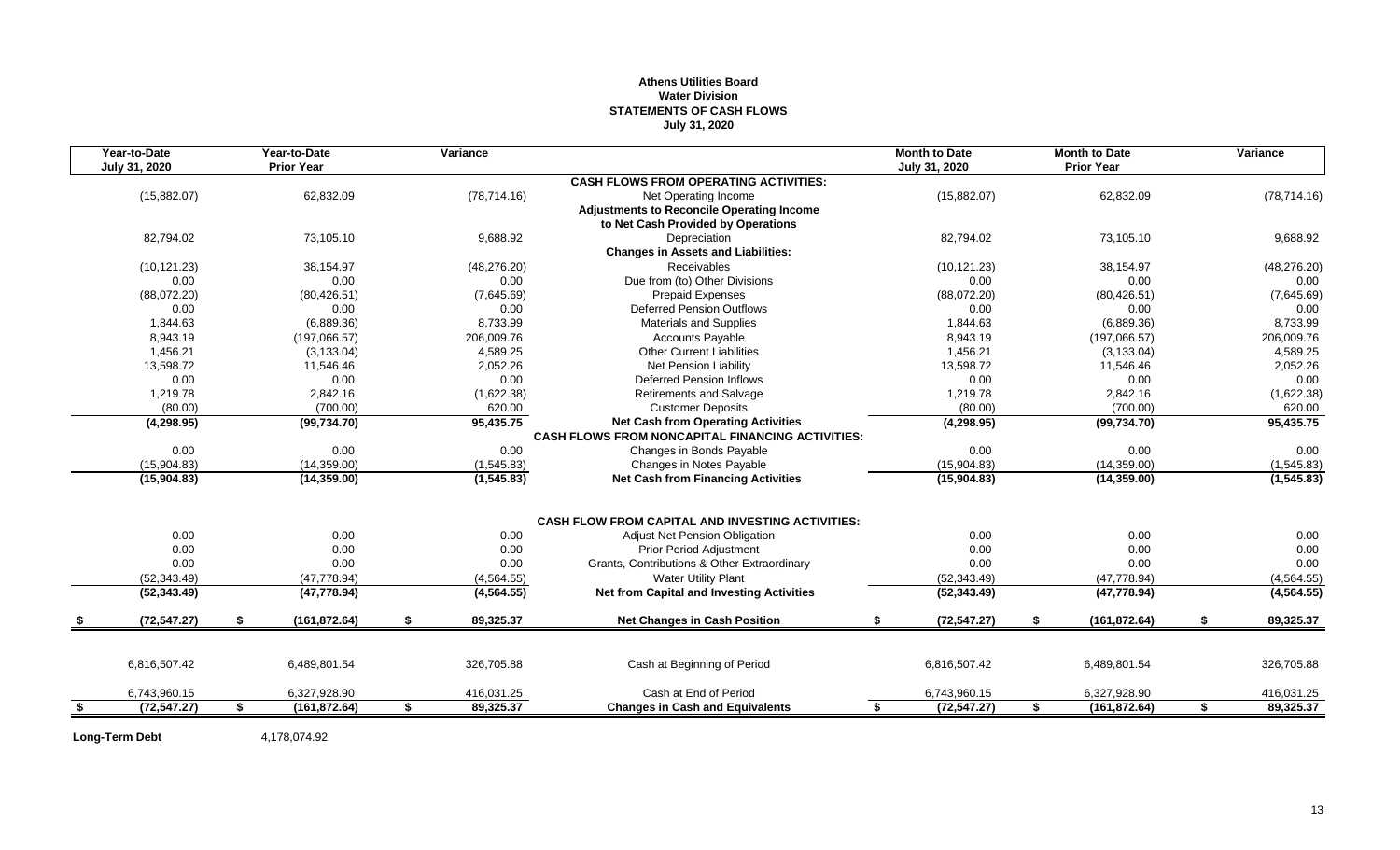**Athens Utilities Board**
**Water Division**
**STATEMENTS OF CASH FLOWS**
**July 31, 2020**

| Year-to-Date July 31, 2020 | Year-to-Date Prior Year | Variance | | Month to Date July 31, 2020 | Month to Date Prior Year | Variance |
|---|---|---|---|---|---|---|
| | | | **CASH FLOWS FROM OPERATING ACTIVITIES:** | | | |
| (15,882.07) | 62,832.09 | (78,714.16) | Net Operating Income | (15,882.07) | 62,832.09 | (78,714.16) |
| | | | **Adjustments to Reconcile Operating Income to Net Cash Provided by Operations** | | | |
| 82,794.02 | 73,105.10 | 9,688.92 | Depreciation | 82,794.02 | 73,105.10 | 9,688.92 |
| | | | **Changes in Assets and Liabilities:** | | | |
| (10,121.23) | 38,154.97 | (48,276.20) | Receivables | (10,121.23) | 38,154.97 | (48,276.20) |
| 0.00 | 0.00 | 0.00 | Due from (to) Other Divisions | 0.00 | 0.00 | 0.00 |
| (88,072.20) | (80,426.51) | (7,645.69) | Prepaid Expenses | (88,072.20) | (80,426.51) | (7,645.69) |
| 0.00 | 0.00 | 0.00 | Deferred Pension Outflows | 0.00 | 0.00 | 0.00 |
| 1,844.63 | (6,889.36) | 8,733.99 | Materials and Supplies | 1,844.63 | (6,889.36) | 8,733.99 |
| 8,943.19 | (197,066.57) | 206,009.76 | Accounts Payable | 8,943.19 | (197,066.57) | 206,009.76 |
| 1,456.21 | (3,133.04) | 4,589.25 | Other Current Liabilities | 1,456.21 | (3,133.04) | 4,589.25 |
| 13,598.72 | 11,546.46 | 2,052.26 | Net Pension Liability | 13,598.72 | 11,546.46 | 2,052.26 |
| 0.00 | 0.00 | 0.00 | Deferred Pension Inflows | 0.00 | 0.00 | 0.00 |
| 1,219.78 | 2,842.16 | (1,622.38) | Retirements and Salvage | 1,219.78 | 2,842.16 | (1,622.38) |
| (80.00) | (700.00) | 620.00 | Customer Deposits | (80.00) | (700.00) | 620.00 |
| **(4,298.95)** | **(99,734.70)** | **95,435.75** | **Net Cash from Operating Activities** | **(4,298.95)** | **(99,734.70)** | **95,435.75** |
| | | | **CASH FLOWS FROM NONCAPITAL FINANCING ACTIVITIES:** | | | |
| 0.00 | 0.00 | 0.00 | Changes in Bonds Payable | 0.00 | 0.00 | 0.00 |
| (15,904.83) | (14,359.00) | (1,545.83) | Changes in Notes Payable | (15,904.83) | (14,359.00) | (1,545.83) |
| **(15,904.83)** | **(14,359.00)** | **(1,545.83)** | **Net Cash from Financing Activities** | **(15,904.83)** | **(14,359.00)** | **(1,545.83)** |
| | | | **CASH FLOW FROM CAPITAL AND INVESTING ACTIVITIES:** | | | |
| 0.00 | 0.00 | 0.00 | Adjust Net Pension Obligation | 0.00 | 0.00 | 0.00 |
| 0.00 | 0.00 | 0.00 | Prior Period Adjustment | 0.00 | 0.00 | 0.00 |
| 0.00 | 0.00 | 0.00 | Grants, Contributions & Other Extraordinary | 0.00 | 0.00 | 0.00 |
| (52,343.49) | (47,778.94) | (4,564.55) | Water Utility Plant | (52,343.49) | (47,778.94) | (4,564.55) |
| **(52,343.49)** | **(47,778.94)** | **(4,564.55)** | **Net from Capital and Investing Activities** | **(52,343.49)** | **(47,778.94)** | **(4,564.55)** |
| **$ (72,547.27)** | **$ (161,872.64)** | **$ 89,325.37** | **Net Changes in Cash Position** | **$ (72,547.27)** | **$ (161,872.64)** | **$ 89,325.37** |
| 6,816,507.42 | 6,489,801.54 | 326,705.88 | Cash at Beginning of Period | 6,816,507.42 | 6,489,801.54 | 326,705.88 |
| 6,743,960.15 | 6,327,928.90 | 416,031.25 | Cash at End of Period | 6,743,960.15 | 6,327,928.90 | 416,031.25 |
| **$ (72,547.27)** | **$ (161,872.64)** | **$ 89,325.37** | **Changes in Cash and Equivalents** | **$ (72,547.27)** | **$ (161,872.64)** | **$ 89,325.37** |

**Long-Term Debt** 4,178,074.92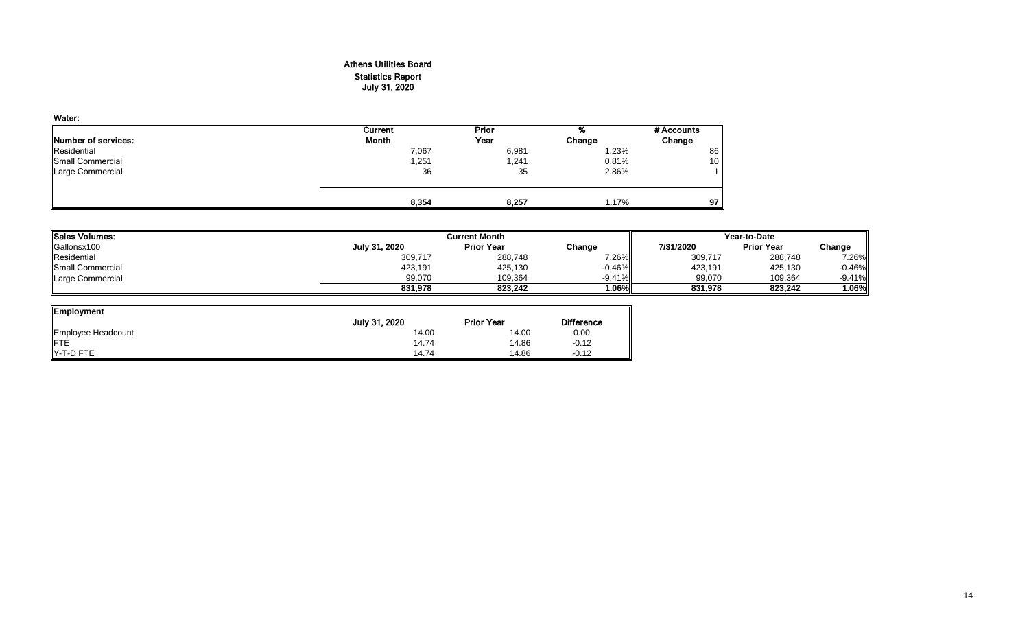# Athens Utilities Board
## Statistics Report
## July 31, 2020

**Water:**

| Number of services: | Current Month | Prior Year | % Change | # Accounts Change |
|---|---|---|---|---|
| Residential | 7,067 | 6,981 | 1.23% | 86 |
| Small Commercial | 1,251 | 1,241 | 0.81% | 10 |
| Large Commercial | 36 | 35 | 2.86% | 1 |
| | **8,354** | **8,257** | **1.17%** | **97** |

| Sales Volumes: | Current Month | | | Year-to-Date | | |
|---|---|---|---|---|---|---|
| Gallonsx100 | July 31, 2020 | Prior Year | Change | 7/31/2020 | Prior Year | Change |
| Residential | 309,717 | 288,748 | 7.26% | 309,717 | 288,748 | 7.26% |
| Small Commercial | 423,191 | 425,130 | -0.46% | 423,191 | 425,130 | -0.46% |
| Large Commercial | 99,070 | 109,364 | -9.41% | 99,070 | 109,364 | -9.41% |
| | **831,978** | **823,242** | **1.06%** | **831,978** | **823,242** | **1.06%** |

| Employment | July 31, 2020 | Prior Year | Difference |
|---|---|---|---|
| Employee Headcount | 14.00 | 14.00 | 0.00 |
| FTE | 14.74 | 14.86 | -0.12 |
| Y-T-D FTE | 14.74 | 14.86 | -0.12 |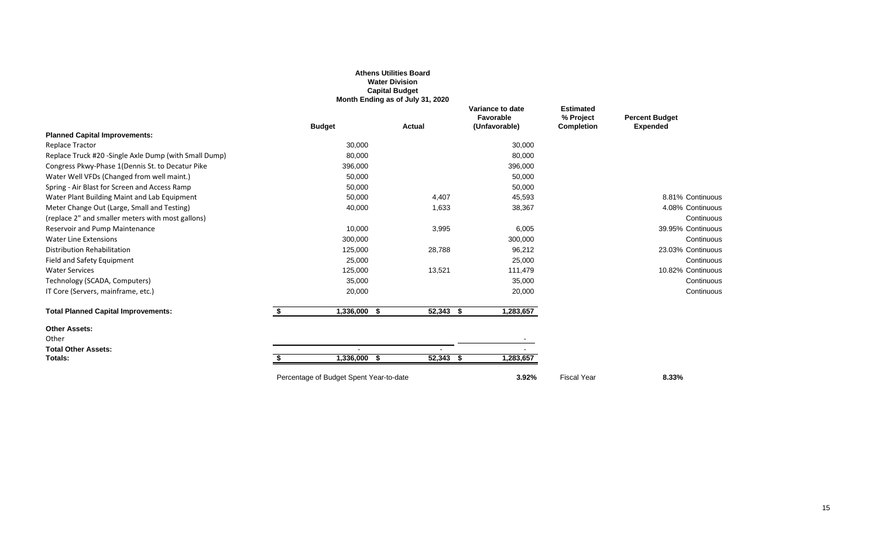# Athens Utilities Board
## Water Division
## Capital Budget
### Month Ending as of July 31, 2020

| | Budget | Actual | Variance to date Favorable (Unfavorable) | Estimated % Project Completion | Percent Budget Expended | |
|---|---|---|---|---|---|---|
| **Planned Capital Improvements:** | | | | | | |
| Replace Tractor | 30,000 | | 30,000 | | | |
| Replace Truck #20 -Single Axle Dump (with Small Dump) | 80,000 | | 80,000 | | | |
| Congress Pkwy-Phase 1(Dennis St. to Decatur Pike | 396,000 | | 396,000 | | | |
| Water Well VFDs (Changed from well maint.) | 50,000 | | 50,000 | | | |
| Spring - Air Blast for Screen and Access Ramp | 50,000 | | 50,000 | | | |
| Water Plant Building Maint and Lab Equipment | 50,000 | 4,407 | 45,593 | | 8.81% | Continuous |
| Meter Change Out (Large, Small and Testing) | 40,000 | 1,633 | 38,367 | | 4.08% | Continuous |
| (replace 2" and smaller meters with most gallons) | | | | | | Continuous |
| Reservoir and Pump Maintenance | 10,000 | 3,995 | 6,005 | | 39.95% | Continuous |
| Water Line Extensions | 300,000 | | 300,000 | | | Continuous |
| Distribution Rehabilitation | 125,000 | 28,788 | 96,212 | | 23.03% | Continuous |
| Field and Safety Equipment | 25,000 | | 25,000 | | | Continuous |
| Water Services | 125,000 | 13,521 | 111,479 | | 10.82% | Continuous |
| Technology (SCADA, Computers) | 35,000 | | 35,000 | | | Continuous |
| IT Core (Servers, mainframe, etc.) | 20,000 | | 20,000 | | | Continuous |
| **Total Planned Capital Improvements:** | **$ 1,336,000** | **$ 52,343** | **$ 1,283,657** | | | |
| **Other Assets:** | | | | | | |
| Other | | | - | | | |
| **Total Other Assets:** | - | - | - | | | |
| **Totals:** | **$ 1,336,000** | **$ 52,343** | **$ 1,283,657** | | | |
| | Percentage of Budget Spent Year-to-date | | **3.92%** | Fiscal Year | **8.33%** | |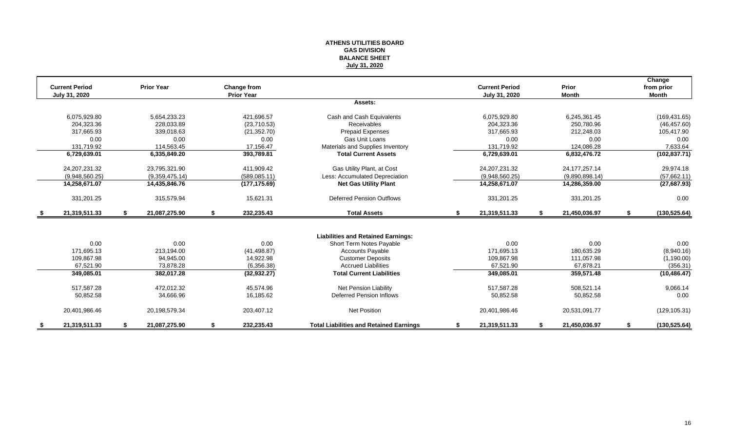**ATHENS UTILITIES BOARD**
**GAS DIVISION**
**BALANCE SHEET**
**July 31, 2020**

| Current Period July 31, 2020 | Prior Year | Change from Prior Year | | Current Period July 31, 2020 | Prior Month | Change from prior Month |
|---|---|---|---|---|---|---|
| | | | **Assets:** | | | |
| 6,075,929.80 | 5,654,233.23 | 421,696.57 | Cash and Cash Equivalents | 6,075,929.80 | 6,245,361.45 | (169,431.65) |
| 204,323.36 | 228,033.89 | (23,710.53) | Receivables | 204,323.36 | 250,780.96 | (46,457.60) |
| 317,665.93 | 339,018.63 | (21,352.70) | Prepaid Expenses | 317,665.93 | 212,248.03 | 105,417.90 |
| 0.00 | 0.00 | 0.00 | Gas Unit Loans | 0.00 | 0.00 | 0.00 |
| 131,719.92 | 114,563.45 | 17,156.47 | Materials and Supplies Inventory | 131,719.92 | 124,086.28 | 7,633.64 |
| **6,729,639.01** | **6,335,849.20** | **393,789.81** | **Total Current Assets** | **6,729,639.01** | **6,832,476.72** | **(102,837.71)** |
| 24,207,231.32 | 23,795,321.90 | 411,909.42 | Gas Utility Plant, at Cost | 24,207,231.32 | 24,177,257.14 | 29,974.18 |
| (9,948,560.25) | (9,359,475.14) | (589,085.11) | Less: Accumulated Depreciation | (9,948,560.25) | (9,890,898.14) | (57,662.11) |
| **14,258,671.07** | **14,435,846.76** | **(177,175.69)** | **Net Gas Utility Plant** | **14,258,671.07** | **14,286,359.00** | **(27,687.93)** |
| 331,201.25 | 315,579.94 | 15,621.31 | Deferred Pension Outflows | 331,201.25 | 331,201.25 | 0.00 |
| **$ 21,319,511.33** | **$ 21,087,275.90** | **$ 232,235.43** | **Total Assets** | **$ 21,319,511.33** | **$ 21,450,036.97** | **$ (130,525.64)** |
| | | | **Liabilities and Retained Earnings:** | | | |
| 0.00 | 0.00 | 0.00 | Short Term Notes Payable | 0.00 | 0.00 | 0.00 |
| 171,695.13 | 213,194.00 | (41,498.87) | Accounts Payable | 171,695.13 | 180,635.29 | (8,940.16) |
| 109,867.98 | 94,945.00 | 14,922.98 | Customer Deposits | 109,867.98 | 111,057.98 | (1,190.00) |
| 67,521.90 | 73,878.28 | (6,356.38) | Accrued Liabilities | 67,521.90 | 67,878.21 | (356.31) |
| **349,085.01** | **382,017.28** | **(32,932.27)** | **Total Current Liabilities** | **349,085.01** | **359,571.48** | **(10,486.47)** |
| 517,587.28 | 472,012.32 | 45,574.96 | Net Pension Liability | 517,587.28 | 508,521.14 | 9,066.14 |
| 50,852.58 | 34,666.96 | 16,185.62 | Deferred Pension Inflows | 50,852.58 | 50,852.58 | 0.00 |
| 20,401,986.46 | 20,198,579.34 | 203,407.12 | Net Position | 20,401,986.46 | 20,531,091.77 | (129,105.31) |
| **$ 21,319,511.33** | **$ 21,087,275.90** | **$ 232,235.43** | **Total Liabilities and Retained Earnings** | **$ 21,319,511.33** | **$ 21,450,036.97** | **$ (130,525.64)** |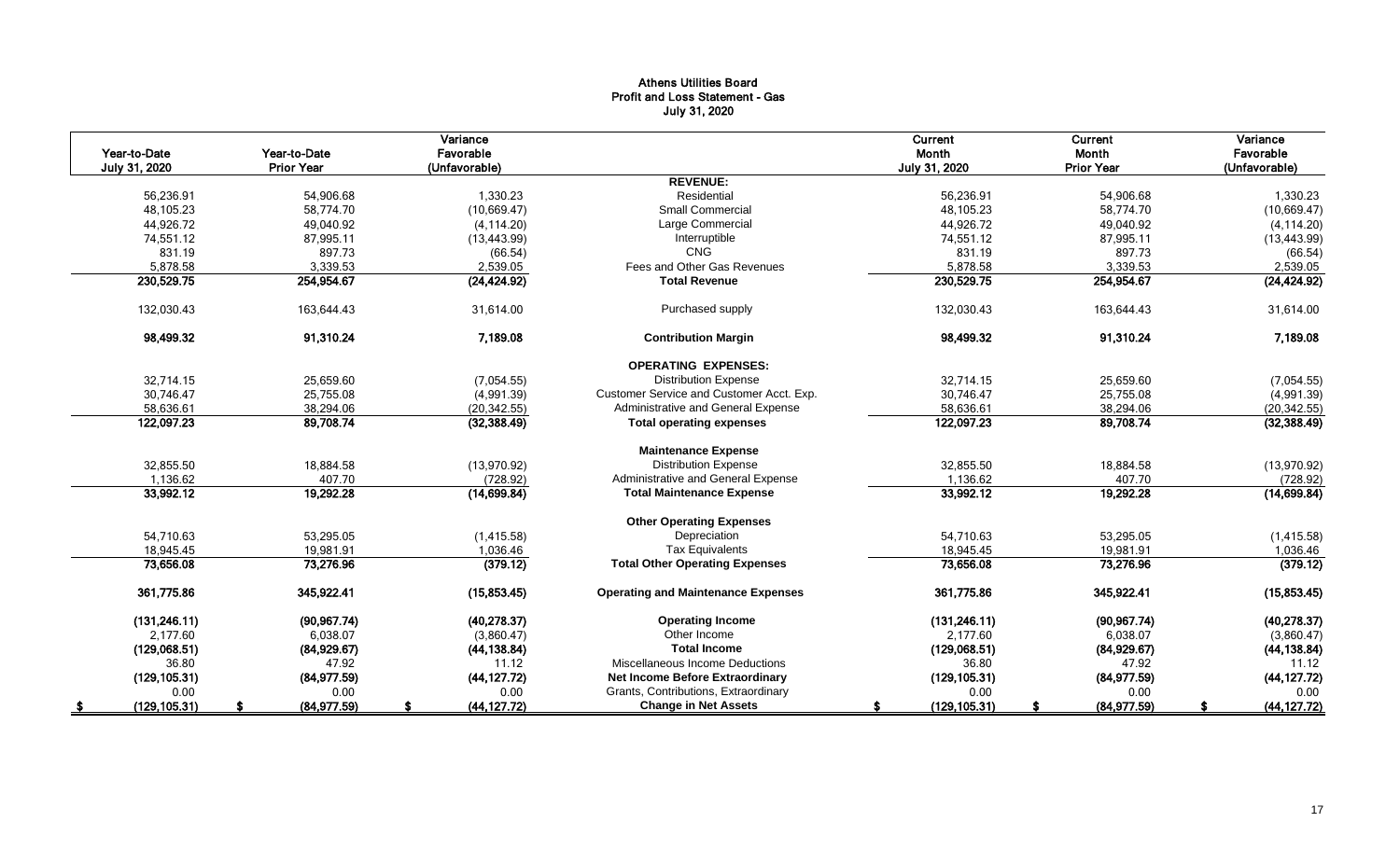# Athens Utilities Board
## Profit and Loss Statement - Gas
### July 31, 2020

| Year-to-Date July 31, 2020 | Year-to-Date Prior Year | Variance Favorable (Unfavorable) | | Current Month July 31, 2020 | Current Month Prior Year | Variance Favorable (Unfavorable) |
|---|---|---|---|---|---|---|
| | | | **REVENUE:** | | | |
| 56,236.91 | 54,906.68 | 1,330.23 | Residential | 56,236.91 | 54,906.68 | 1,330.23 |
| 48,105.23 | 58,774.70 | (10,669.47) | Small Commercial | 48,105.23 | 58,774.70 | (10,669.47) |
| 44,926.72 | 49,040.92 | (4,114.20) | Large Commercial | 44,926.72 | 49,040.92 | (4,114.20) |
| 74,551.12 | 87,995.11 | (13,443.99) | Interruptible | 74,551.12 | 87,995.11 | (13,443.99) |
| 831.19 | 897.73 | (66.54) | CNG | 831.19 | 897.73 | (66.54) |
| 5,878.58 | 3,339.53 | 2,539.05 | Fees and Other Gas Revenues | 5,878.58 | 3,339.53 | 2,539.05 |
| **230,529.75** | **254,954.67** | **(24,424.92)** | **Total Revenue** | **230,529.75** | **254,954.67** | **(24,424.92)** |
| 132,030.43 | 163,644.43 | 31,614.00 | Purchased supply | 132,030.43 | 163,644.43 | 31,614.00 |
| **98,499.32** | **91,310.24** | **7,189.08** | **Contribution Margin** | **98,499.32** | **91,310.24** | **7,189.08** |
| | | | **OPERATING EXPENSES:** | | | |
| 32,714.15 | 25,659.60 | (7,054.55) | Distribution Expense | 32,714.15 | 25,659.60 | (7,054.55) |
| 30,746.47 | 25,755.08 | (4,991.39) | Customer Service and Customer Acct. Exp. | 30,746.47 | 25,755.08 | (4,991.39) |
| 58,636.61 | 38,294.06 | (20,342.55) | Administrative and General Expense | 58,636.61 | 38,294.06 | (20,342.55) |
| **122,097.23** | **89,708.74** | **(32,388.49)** | **Total operating expenses** | **122,097.23** | **89,708.74** | **(32,388.49)** |
| | | | **Maintenance Expense** | | | |
| 32,855.50 | 18,884.58 | (13,970.92) | Distribution Expense | 32,855.50 | 18,884.58 | (13,970.92) |
| 1,136.62 | 407.70 | (728.92) | Administrative and General Expense | 1,136.62 | 407.70 | (728.92) |
| **33,992.12** | **19,292.28** | **(14,699.84)** | **Total Maintenance Expense** | **33,992.12** | **19,292.28** | **(14,699.84)** |
| | | | **Other Operating Expenses** | | | |
| 54,710.63 | 53,295.05 | (1,415.58) | Depreciation | 54,710.63 | 53,295.05 | (1,415.58) |
| 18,945.45 | 19,981.91 | 1,036.46 | Tax Equivalents | 18,945.45 | 19,981.91 | 1,036.46 |
| **73,656.08** | **73,276.96** | **(379.12)** | **Total Other Operating Expenses** | **73,656.08** | **73,276.96** | **(379.12)** |
| **361,775.86** | **345,922.41** | **(15,853.45)** | **Operating and Maintenance Expenses** | **361,775.86** | **345,922.41** | **(15,853.45)** |
| **(131,246.11)** | **(90,967.74)** | **(40,278.37)** | **Operating Income** | **(131,246.11)** | **(90,967.74)** | **(40,278.37)** |
| 2,177.60 | 6,038.07 | (3,860.47) | Other Income | 2,177.60 | 6,038.07 | (3,860.47) |
| **(129,068.51)** | **(84,929.67)** | **(44,138.84)** | **Total Income** | **(129,068.51)** | **(84,929.67)** | **(44,138.84)** |
| 36.80 | 47.92 | 11.12 | Miscellaneous Income Deductions | 36.80 | 47.92 | 11.12 |
| **(129,105.31)** | **(84,977.59)** | **(44,127.72)** | **Net Income Before Extraordinary** | **(129,105.31)** | **(84,977.59)** | **(44,127.72)** |
| 0.00 | 0.00 | 0.00 | Grants, Contributions, Extraordinary | 0.00 | 0.00 | 0.00 |
| **$ (129,105.31)** | **$ (84,977.59)** | **$ (44,127.72)** | **Change in Net Assets** | **$ (129,105.31)** | **$ (84,977.59)** | **$ (44,127.72)** |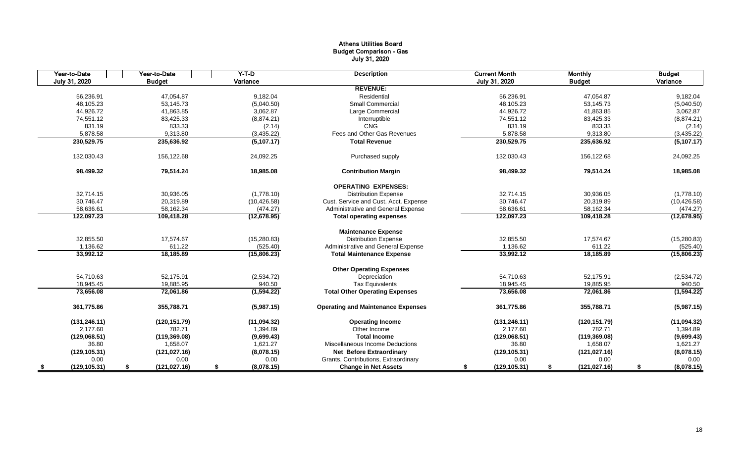# Athens Utilities Board
## Budget Comparison - Gas
### July 31, 2020

| Year-to-Date July 31, 2020 | Year-to-Date Budget | Y-T-D Variance | Description | Current Month July 31, 2020 | Monthly Budget | Budget Variance |
|---|---|---|---|---|---|---|
| | | | **REVENUE:** | | | |
| 56,236.91 | 47,054.87 | 9,182.04 | Residential | 56,236.91 | 47,054.87 | 9,182.04 |
| 48,105.23 | 53,145.73 | (5,040.50) | Small Commercial | 48,105.23 | 53,145.73 | (5,040.50) |
| 44,926.72 | 41,863.85 | 3,062.87 | Large Commercial | 44,926.72 | 41,863.85 | 3,062.87 |
| 74,551.12 | 83,425.33 | (8,874.21) | Interruptible | 74,551.12 | 83,425.33 | (8,874.21) |
| 831.19 | 833.33 | (2.14) | CNG | 831.19 | 833.33 | (2.14) |
| 5,878.58 | 9,313.80 | (3,435.22) | Fees and Other Gas Revenues | 5,878.58 | 9,313.80 | (3,435.22) |
| **230,529.75** | **235,636.92** | **(5,107.17)** | **Total Revenue** | **230,529.75** | **235,636.92** | **(5,107.17)** |
| 132,030.43 | 156,122.68 | 24,092.25 | Purchased supply | 132,030.43 | 156,122.68 | 24,092.25 |
| **98,499.32** | **79,514.24** | **18,985.08** | **Contribution Margin** | **98,499.32** | **79,514.24** | **18,985.08** |
| | | | **OPERATING EXPENSES:** | | | |
| 32,714.15 | 30,936.05 | (1,778.10) | Distribution Expense | 32,714.15 | 30,936.05 | (1,778.10) |
| 30,746.47 | 20,319.89 | (10,426.58) | Cust. Service and Cust. Acct. Expense | 30,746.47 | 20,319.89 | (10,426.58) |
| 58,636.61 | 58,162.34 | (474.27) | Administrative and General Expense | 58,636.61 | 58,162.34 | (474.27) |
| **122,097.23** | **109,418.28** | **(12,678.95)** | **Total operating expenses** | **122,097.23** | **109,418.28** | **(12,678.95)** |
| | | | **Maintenance Expense** | | | |
| 32,855.50 | 17,574.67 | (15,280.83) | Distribution Expense | 32,855.50 | 17,574.67 | (15,280.83) |
| 1,136.62 | 611.22 | (525.40) | Administrative and General Expense | 1,136.62 | 611.22 | (525.40) |
| **33,992.12** | **18,185.89** | **(15,806.23)** | **Total Maintenance Expense** | **33,992.12** | **18,185.89** | **(15,806.23)** |
| | | | **Other Operating Expenses** | | | |
| 54,710.63 | 52,175.91 | (2,534.72) | Depreciation | 54,710.63 | 52,175.91 | (2,534.72) |
| 18,945.45 | 19,885.95 | 940.50 | Tax Equivalents | 18,945.45 | 19,885.95 | 940.50 |
| **73,656.08** | **72,061.86** | **(1,594.22)** | **Total Other Operating Expenses** | **73,656.08** | **72,061.86** | **(1,594.22)** |
| **361,775.86** | **355,788.71** | **(5,987.15)** | **Operating and Maintenance Expenses** | **361,775.86** | **355,788.71** | **(5,987.15)** |
| **(131,246.11)** | **(120,151.79)** | **(11,094.32)** | **Operating Income** | **(131,246.11)** | **(120,151.79)** | **(11,094.32)** |
| 2,177.60 | 782.71 | 1,394.89 | Other Income | 2,177.60 | 782.71 | 1,394.89 |
| **(129,068.51)** | **(119,369.08)** | **(9,699.43)** | **Total Income** | **(129,068.51)** | **(119,369.08)** | **(9,699.43)** |
| 36.80 | 1,658.07 | 1,621.27 | Miscellaneous Income Deductions | 36.80 | 1,658.07 | 1,621.27 |
| **(129,105.31)** | **(121,027.16)** | **(8,078.15)** | **Net Before Extraordinary** | **(129,105.31)** | **(121,027.16)** | **(8,078.15)** |
| 0.00 | 0.00 | 0.00 | Grants, Contributions, Extraordinary | 0.00 | 0.00 | 0.00 |
| **$ (129,105.31)** | **$ (121,027.16)** | **$ (8,078.15)** | **Change in Net Assets** | **$ (129,105.31)** | **$ (121,027.16)** | **$ (8,078.15)** |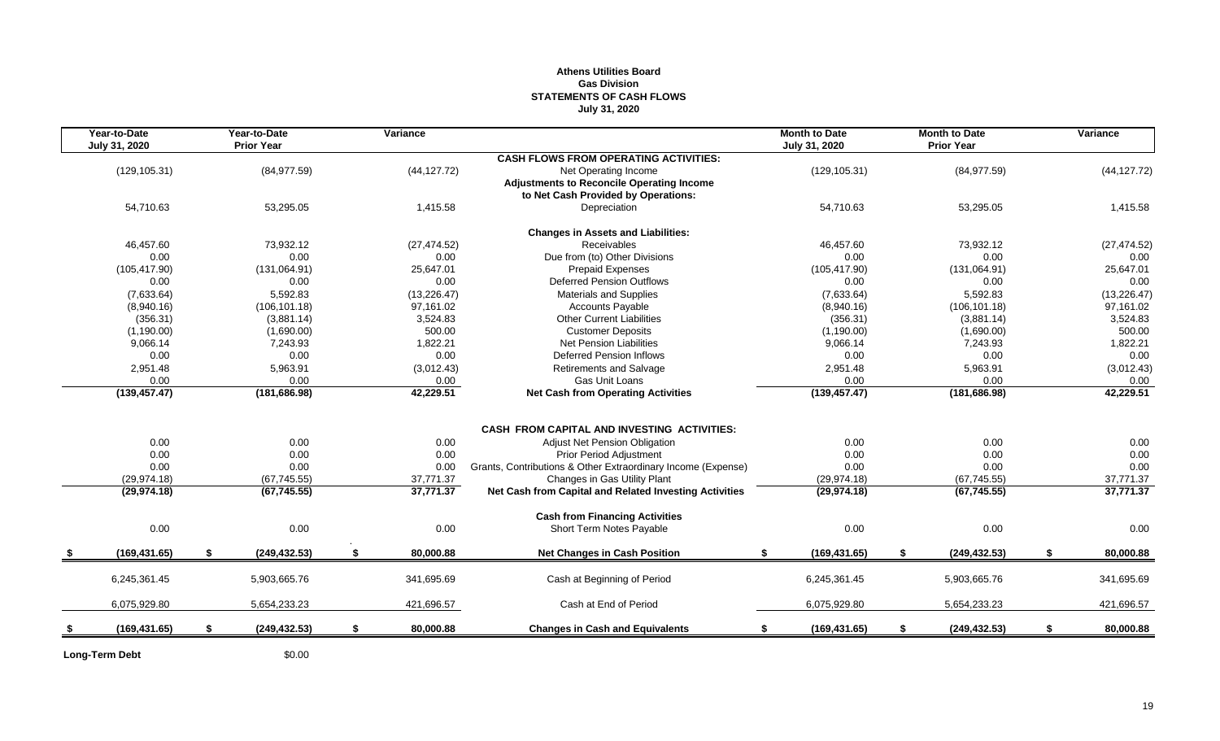**Athens Utilities Board**
**Gas Division**
**STATEMENTS OF CASH FLOWS**
**July 31, 2020**

| Year-to-Date July 31, 2020 | Year-to-Date Prior Year | Variance | | Month to Date July 31, 2020 | Month to Date Prior Year | Variance |
|---|---|---|---|---|---|---|
| | | | **CASH FLOWS FROM OPERATING ACTIVITIES:** | | | |
| (129,105.31) | (84,977.59) | (44,127.72) | Net Operating Income | (129,105.31) | (84,977.59) | (44,127.72) |
| | | | **Adjustments to Reconcile Operating Income to Net Cash Provided by Operations:** | | | |
| 54,710.63 | 53,295.05 | 1,415.58 | Depreciation | 54,710.63 | 53,295.05 | 1,415.58 |
| | | | **Changes in Assets and Liabilities:** | | | |
| 46,457.60 | 73,932.12 | (27,474.52) | Receivables | 46,457.60 | 73,932.12 | (27,474.52) |
| 0.00 | 0.00 | 0.00 | Due from (to) Other Divisions | 0.00 | 0.00 | 0.00 |
| (105,417.90) | (131,064.91) | 25,647.01 | Prepaid Expenses | (105,417.90) | (131,064.91) | 25,647.01 |
| 0.00 | 0.00 | 0.00 | Deferred Pension Outflows | 0.00 | 0.00 | 0.00 |
| (7,633.64) | 5,592.83 | (13,226.47) | Materials and Supplies | (7,633.64) | 5,592.83 | (13,226.47) |
| (8,940.16) | (106,101.18) | 97,161.02 | Accounts Payable | (8,940.16) | (106,101.18) | 97,161.02 |
| (356.31) | (3,881.14) | 3,524.83 | Other Current Liabilities | (356.31) | (3,881.14) | 3,524.83 |
| (1,190.00) | (1,690.00) | 500.00 | Customer Deposits | (1,190.00) | (1,690.00) | 500.00 |
| 9,066.14 | 7,243.93 | 1,822.21 | Net Pension Liabilities | 9,066.14 | 7,243.93 | 1,822.21 |
| 0.00 | 0.00 | 0.00 | Deferred Pension Inflows | 0.00 | 0.00 | 0.00 |
| 2,951.48 | 5,963.91 | (3,012.43) | Retirements and Salvage | 2,951.48 | 5,963.91 | (3,012.43) |
| 0.00 | 0.00 | 0.00 | Gas Unit Loans | 0.00 | 0.00 | 0.00 |
| **(139,457.47)** | **(181,686.98)** | **42,229.51** | **Net Cash from Operating Activities** | **(139,457.47)** | **(181,686.98)** | **42,229.51** |
| | | | **CASH FROM CAPITAL AND INVESTING ACTIVITIES:** | | | |
| 0.00 | 0.00 | 0.00 | Adjust Net Pension Obligation | 0.00 | 0.00 | 0.00 |
| 0.00 | 0.00 | 0.00 | Prior Period Adjustment | 0.00 | 0.00 | 0.00 |
| 0.00 | 0.00 | 0.00 | Grants, Contributions & Other Extraordinary Income (Expense) | 0.00 | 0.00 | 0.00 |
| (29,974.18) | (67,745.55) | 37,771.37 | Changes in Gas Utility Plant | (29,974.18) | (67,745.55) | 37,771.37 |
| **(29,974.18)** | **(67,745.55)** | **37,771.37** | **Net Cash from Capital and Related Investing Activities** | **(29,974.18)** | **(67,745.55)** | **37,771.37** |
| | | | **Cash from Financing Activities** | | | |
| 0.00 | 0.00 | 0.00 | Short Term Notes Payable | 0.00 | 0.00 | 0.00 |
| **$ (169,431.65)** | **$ (249,432.53)** | **$ 80,000.88** | **Net Changes in Cash Position** | **$ (169,431.65)** | **$ (249,432.53)** | **$ 80,000.88** |
| 6,245,361.45 | 5,903,665.76 | 341,695.69 | Cash at Beginning of Period | 6,245,361.45 | 5,903,665.76 | 341,695.69 |
| 6,075,929.80 | 5,654,233.23 | 421,696.57 | Cash at End of Period | 6,075,929.80 | 5,654,233.23 | 421,696.57 |
| **$ (169,431.65)** | **$ (249,432.53)** | **$ 80,000.88** | **Changes in Cash and Equivalents** | **$ (169,431.65)** | **$ (249,432.53)** | **$ 80,000.88** |

**Long-Term Debt** $0.00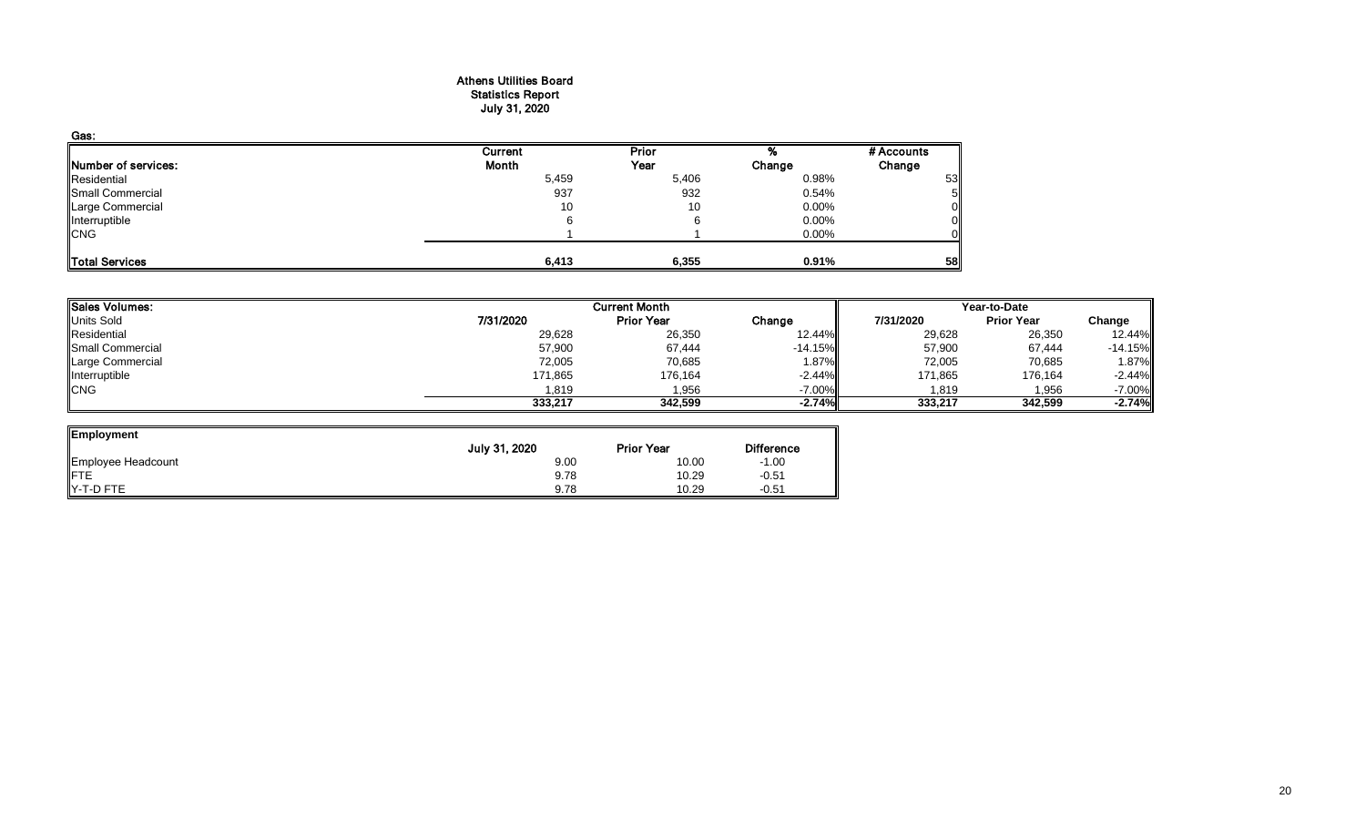# Athens Utilities Board
## Statistics Report
## July 31, 2020

### Gas:

| Number of services: | Current Month | Prior Year | % Change | # Accounts Change |
|---|---|---|---|---|
| Residential | 5,459 | 5,406 | 0.98% | 53 |
| Small Commercial | 937 | 932 | 0.54% | 5 |
| Large Commercial | 10 | 10 | 0.00% | 0 |
| Interruptible | 6 | 6 | 0.00% | 0 |
| CNG | 1 | 1 | 0.00% | 0 |
| **Total Services** | **6,413** | **6,355** | **0.91%** | **58** |

| Sales Volumes: | Current Month | | | Year-to-Date | | |
|---|---|---|---|---|---|---|
| Units Sold | 7/31/2020 | Prior Year | Change | 7/31/2020 | Prior Year | Change |
| Residential | 29,628 | 26,350 | 12.44% | 29,628 | 26,350 | 12.44% |
| Small Commercial | 57,900 | 67,444 | -14.15% | 57,900 | 67,444 | -14.15% |
| Large Commercial | 72,005 | 70,685 | 1.87% | 72,005 | 70,685 | 1.87% |
| Interruptible | 171,865 | 176,164 | -2.44% | 171,865 | 176,164 | -2.44% |
| CNG | 1,819 | 1,956 | -7.00% | 1,819 | 1,956 | -7.00% |
| | **333,217** | **342,599** | **-2.74%** | **333,217** | **342,599** | **-2.74%** |

| Employment | July 31, 2020 | Prior Year | Difference |
|---|---|---|---|
| Employee Headcount | 9.00 | 10.00 | -1.00 |
| FTE | 9.78 | 10.29 | -0.51 |
| Y-T-D FTE | 9.78 | 10.29 | -0.51 |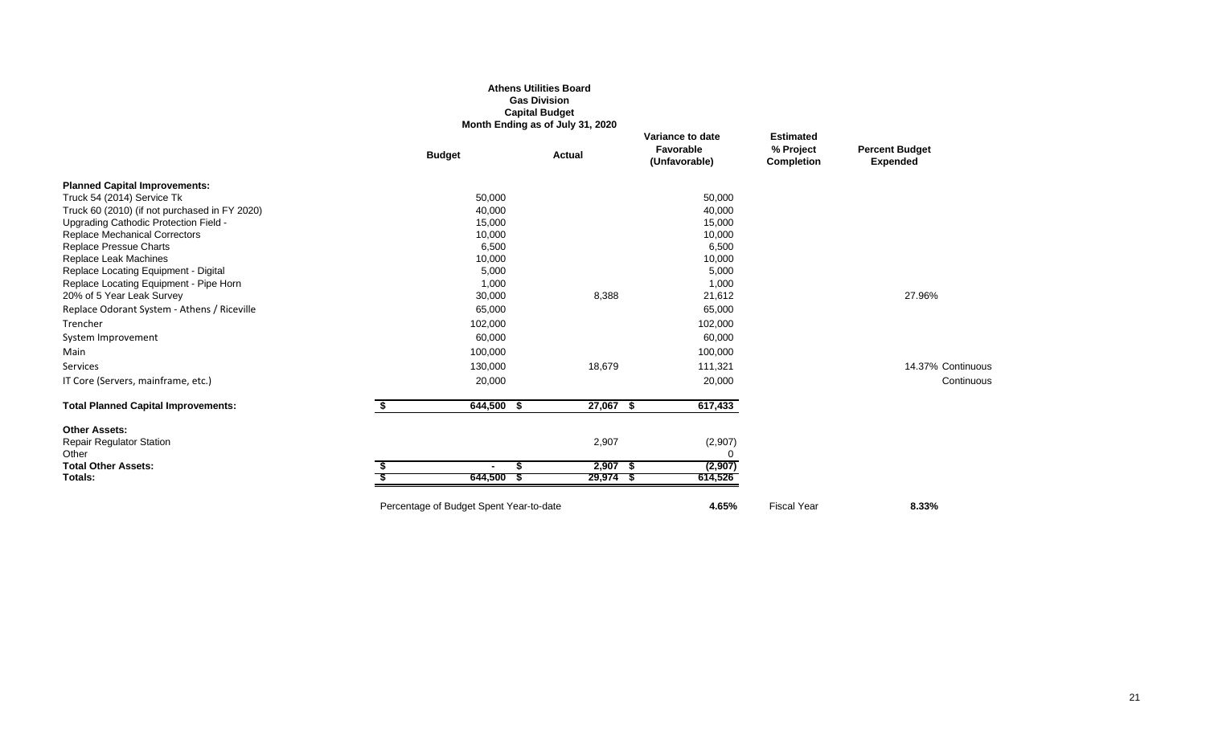**Athens Utilities Board**
**Gas Division**
**Capital Budget**
**Month Ending as of July 31, 2020**

| | Budget | Actual | Variance to date Favorable (Unfavorable) | Estimated % Project Completion | Percent Budget Expended | |
|---|---|---|---|---|---|---|
| **Planned Capital Improvements:** | | | | | | |
| Truck 54 (2014) Service Tk | 50,000 | | 50,000 | | | |
| Truck 60 (2010) (if not purchased in FY 2020) | 40,000 | | 40,000 | | | |
| Upgrading Cathodic Protection Field - | 15,000 | | 15,000 | | | |
| Replace Mechanical Correctors | 10,000 | | 10,000 | | | |
| Replace Pressue Charts | 6,500 | | 6,500 | | | |
| Replace Leak Machines | 10,000 | | 10,000 | | | |
| Replace Locating Equipment - Digital | 5,000 | | 5,000 | | | |
| Replace Locating Equipment - Pipe Horn | 1,000 | | 1,000 | | | |
| 20% of 5 Year Leak Survey | 30,000 | 8,388 | 21,612 | | 27.96% | |
| Replace Odorant System - Athens / Riceville | 65,000 | | 65,000 | | | |
| Trencher | 102,000 | | 102,000 | | | |
| System Improvement | 60,000 | | 60,000 | | | |
| Main | 100,000 | | 100,000 | | | |
| Services | 130,000 | 18,679 | 111,321 | | 14.37% | Continuous |
| IT Core (Servers, mainframe, etc.) | 20,000 | | 20,000 | | | Continuous |
| **Total Planned Capital Improvements:** | **$ 644,500** | **$ 27,067** | **$ 617,433** | | | |
| **Other Assets:** | | | | | | |
| Repair Regulator Station | | 2,907 | (2,907) | | | |
| Other | | | 0 | | | |
| **Total Other Assets:** | **$ -** | **$ 2,907** | **$ (2,907)** | | | |
| **Totals:** | **$ 644,500** | **$ 29,974** | **$ 614,526** | | | |
| Percentage of Budget Spent Year-to-date | | | **4.65%** | Fiscal Year | **8.33%** | |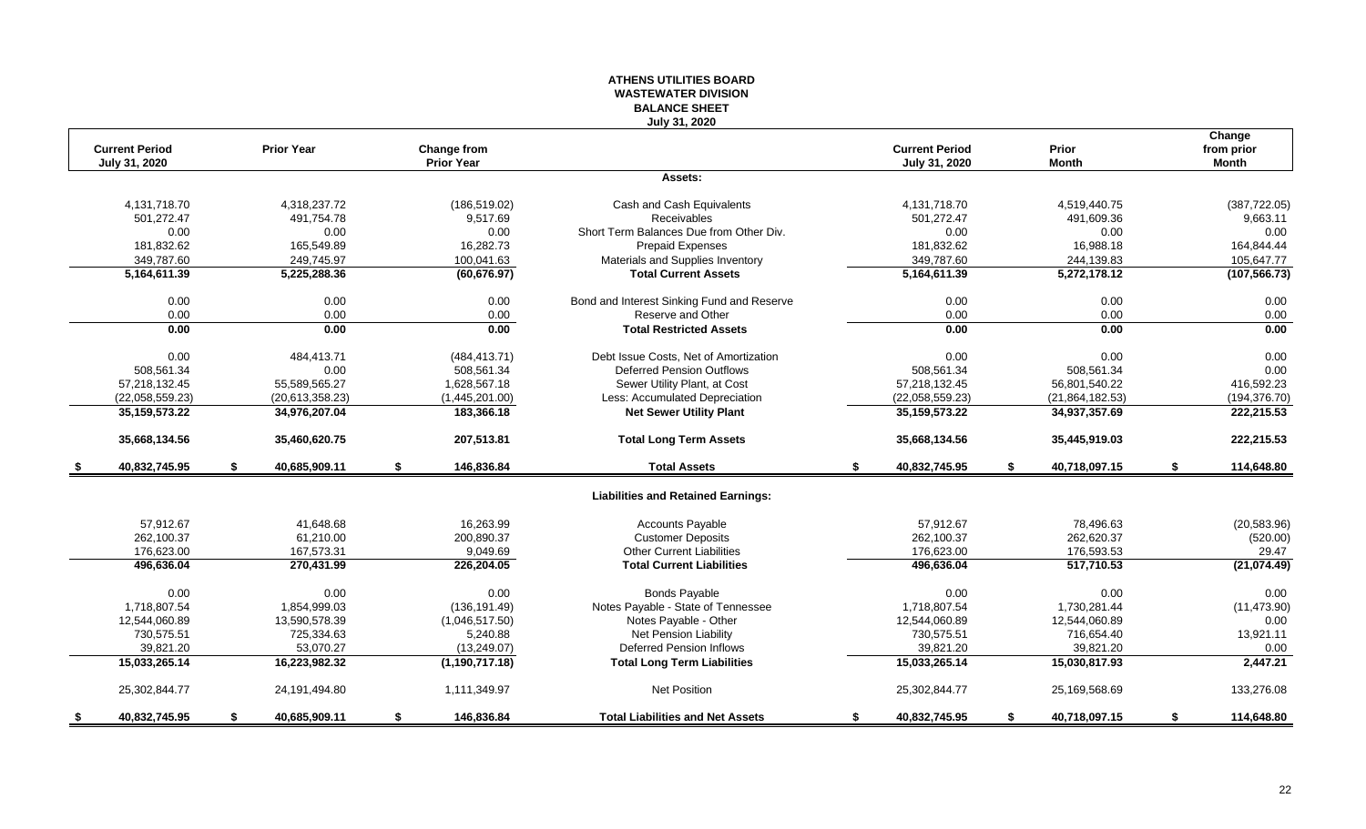# ATHENS UTILITIES BOARD
## WASTEWATER DIVISION
## BALANCE SHEET
### July 31, 2020

| Current Period July 31, 2020 | Prior Year | Change from Prior Year | | Current Period July 31, 2020 | Prior Month | Change from prior Month |
|---|---|---|---|---|---|---|
| | | | **Assets:** | | | |
| 4,131,718.70 | 4,318,237.72 | (186,519.02) | Cash and Cash Equivalents | 4,131,718.70 | 4,519,440.75 | (387,722.05) |
| 501,272.47 | 491,754.78 | 9,517.69 | Receivables | 501,272.47 | 491,609.36 | 9,663.11 |
| 0.00 | 0.00 | 0.00 | Short Term Balances Due from Other Div. | 0.00 | 0.00 | 0.00 |
| 181,832.62 | 165,549.89 | 16,282.73 | Prepaid Expenses | 181,832.62 | 16,988.18 | 164,844.44 |
| 349,787.60 | 249,745.97 | 100,041.63 | Materials and Supplies Inventory | 349,787.60 | 244,139.83 | 105,647.77 |
| **5,164,611.39** | **5,225,288.36** | **(60,676.97)** | **Total Current Assets** | **5,164,611.39** | **5,272,178.12** | **(107,566.73)** |
| 0.00 | 0.00 | 0.00 | Bond and Interest Sinking Fund and Reserve | 0.00 | 0.00 | 0.00 |
| 0.00 | 0.00 | 0.00 | Reserve and Other | 0.00 | 0.00 | 0.00 |
| **0.00** | **0.00** | **0.00** | **Total Restricted Assets** | **0.00** | **0.00** | **0.00** |
| 0.00 | 484,413.71 | (484,413.71) | Debt Issue Costs, Net of Amortization | 0.00 | 0.00 | 0.00 |
| 508,561.34 | 0.00 | 508,561.34 | Deferred Pension Outflows | 508,561.34 | 508,561.34 | 0.00 |
| 57,218,132.45 | 55,589,565.27 | 1,628,567.18 | Sewer Utility Plant, at Cost | 57,218,132.45 | 56,801,540.22 | 416,592.23 |
| (22,058,559.23) | (20,613,358.23) | (1,445,201.00) | Less: Accumulated Depreciation | (22,058,559.23) | (21,864,182.53) | (194,376.70) |
| **35,159,573.22** | **34,976,207.04** | **183,366.18** | **Net Sewer Utility Plant** | **35,159,573.22** | **34,937,357.69** | **222,215.53** |
| **35,668,134.56** | **35,460,620.75** | **207,513.81** | **Total Long Term Assets** | **35,668,134.56** | **35,445,919.03** | **222,215.53** |
| **$ 40,832,745.95** | **$ 40,685,909.11** | **$ 146,836.84** | **Total Assets** | **$ 40,832,745.95** | **$ 40,718,097.15** | **$ 114,648.80** |
| | | | **Liabilities and Retained Earnings:** | | | |
| 57,912.67 | 41,648.68 | 16,263.99 | Accounts Payable | 57,912.67 | 78,496.63 | (20,583.96) |
| 262,100.37 | 61,210.00 | 200,890.37 | Customer Deposits | 262,100.37 | 262,620.37 | (520.00) |
| 176,623.00 | 167,573.31 | 9,049.69 | Other Current Liabilities | 176,623.00 | 176,593.53 | 29.47 |
| **496,636.04** | **270,431.99** | **226,204.05** | **Total Current Liabilities** | **496,636.04** | **517,710.53** | **(21,074.49)** |
| 0.00 | 0.00 | 0.00 | Bonds Payable | 0.00 | 0.00 | 0.00 |
| 1,718,807.54 | 1,854,999.03 | (136,191.49) | Notes Payable - State of Tennessee | 1,718,807.54 | 1,730,281.44 | (11,473.90) |
| 12,544,060.89 | 13,590,578.39 | (1,046,517.50) | Notes Payable - Other | 12,544,060.89 | 12,544,060.89 | 0.00 |
| 730,575.51 | 725,334.63 | 5,240.88 | Net Pension Liability | 730,575.51 | 716,654.40 | 13,921.11 |
| 39,821.20 | 53,070.27 | (13,249.07) | Deferred Pension Inflows | 39,821.20 | 39,821.20 | 0.00 |
| **15,033,265.14** | **16,223,982.32** | **(1,190,717.18)** | **Total Long Term Liabilities** | **15,033,265.14** | **15,030,817.93** | **2,447.21** |
| 25,302,844.77 | 24,191,494.80 | 1,111,349.97 | Net Position | 25,302,844.77 | 25,169,568.69 | 133,276.08 |
| **$ 40,832,745.95** | **$ 40,685,909.11** | **$ 146,836.84** | **Total Liabilities and Net Assets** | **$ 40,832,745.95** | **$ 40,718,097.15** | **$ 114,648.80** |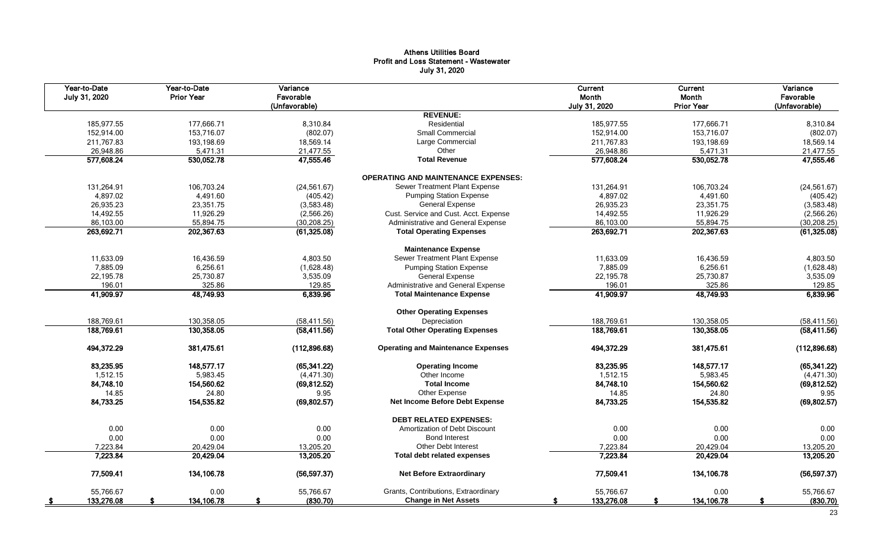# Athens Utilities Board
## Profit and Loss Statement - Wastewater
### July 31, 2020

| Year-to-Date July 31, 2020 | Year-to-Date Prior Year | Variance Favorable (Unfavorable) | | Current Month July 31, 2020 | Current Month Prior Year | Variance Favorable (Unfavorable) |
|---|---|---|---|---|---|---|
| | | | **REVENUE:** | | | |
| 185,977.55 | 177,666.71 | 8,310.84 | Residential | 185,977.55 | 177,666.71 | 8,310.84 |
| 152,914.00 | 153,716.07 | (802.07) | Small Commercial | 152,914.00 | 153,716.07 | (802.07) |
| 211,767.83 | 193,198.69 | 18,569.14 | Large Commercial | 211,767.83 | 193,198.69 | 18,569.14 |
| 26,948.86 | 5,471.31 | 21,477.55 | Other | 26,948.86 | 5,471.31 | 21,477.55 |
| **577,608.24** | **530,052.78** | **47,555.46** | **Total Revenue** | **577,608.24** | **530,052.78** | **47,555.46** |
| | | | **OPERATING AND MAINTENANCE EXPENSES:** | | | |
| 131,264.91 | 106,703.24 | (24,561.67) | Sewer Treatment Plant Expense | 131,264.91 | 106,703.24 | (24,561.67) |
| 4,897.02 | 4,491.60 | (405.42) | Pumping Station Expense | 4,897.02 | 4,491.60 | (405.42) |
| 26,935.23 | 23,351.75 | (3,583.48) | General Expense | 26,935.23 | 23,351.75 | (3,583.48) |
| 14,492.55 | 11,926.29 | (2,566.26) | Cust. Service and Cust. Acct. Expense | 14,492.55 | 11,926.29 | (2,566.26) |
| 86,103.00 | 55,894.75 | (30,208.25) | Administrative and General Expense | 86,103.00 | 55,894.75 | (30,208.25) |
| **263,692.71** | **202,367.63** | **(61,325.08)** | **Total Operating Expenses** | **263,692.71** | **202,367.63** | **(61,325.08)** |
| | | | **Maintenance Expense** | | | |
| 11,633.09 | 16,436.59 | 4,803.50 | Sewer Treatment Plant Expense | 11,633.09 | 16,436.59 | 4,803.50 |
| 7,885.09 | 6,256.61 | (1,628.48) | Pumping Station Expense | 7,885.09 | 6,256.61 | (1,628.48) |
| 22,195.78 | 25,730.87 | 3,535.09 | General Expense | 22,195.78 | 25,730.87 | 3,535.09 |
| 196.01 | 325.86 | 129.85 | Administrative and General Expense | 196.01 | 325.86 | 129.85 |
| **41,909.97** | **48,749.93** | **6,839.96** | **Total Maintenance Expense** | **41,909.97** | **48,749.93** | **6,839.96** |
| | | | **Other Operating Expenses** | | | |
| 188,769.61 | 130,358.05 | (58,411.56) | Depreciation | 188,769.61 | 130,358.05 | (58,411.56) |
| **188,769.61** | **130,358.05** | **(58,411.56)** | **Total Other Operating Expenses** | **188,769.61** | **130,358.05** | **(58,411.56)** |
| **494,372.29** | **381,475.61** | **(112,896.68)** | **Operating and Maintenance Expenses** | **494,372.29** | **381,475.61** | **(112,896.68)** |
| **83,235.95** | **148,577.17** | **(65,341.22)** | **Operating Income** | **83,235.95** | **148,577.17** | **(65,341.22)** |
| 1,512.15 | 5,983.45 | (4,471.30) | Other Income | 1,512.15 | 5,983.45 | (4,471.30) |
| **84,748.10** | **154,560.62** | **(69,812.52)** | **Total Income** | **84,748.10** | **154,560.62** | **(69,812.52)** |
| 14.85 | 24.80 | 9.95 | Other Expense | 14.85 | 24.80 | 9.95 |
| **84,733.25** | **154,535.82** | **(69,802.57)** | **Net Income Before Debt Expense** | **84,733.25** | **154,535.82** | **(69,802.57)** |
| | | | **DEBT RELATED EXPENSES:** | | | |
| 0.00 | 0.00 | 0.00 | Amortization of Debt Discount | 0.00 | 0.00 | 0.00 |
| 0.00 | 0.00 | 0.00 | Bond Interest | 0.00 | 0.00 | 0.00 |
| 7,223.84 | 20,429.04 | 13,205.20 | Other Debt Interest | 7,223.84 | 20,429.04 | 13,205.20 |
| **7,223.84** | **20,429.04** | **13,205.20** | **Total debt related expenses** | **7,223.84** | **20,429.04** | **13,205.20** |
| **77,509.41** | **134,106.78** | **(56,597.37)** | **Net Before Extraordinary** | **77,509.41** | **134,106.78** | **(56,597.37)** |
| 55,766.67 | 0.00 | 55,766.67 | Grants, Contributions, Extraordinary | 55,766.67 | 0.00 | 55,766.67 |
| **$ 133,276.08** | **$ 134,106.78** | **$ (830.70)** | **Change in Net Assets** | **$ 133,276.08** | **$ 134,106.78** | **$ (830.70)** |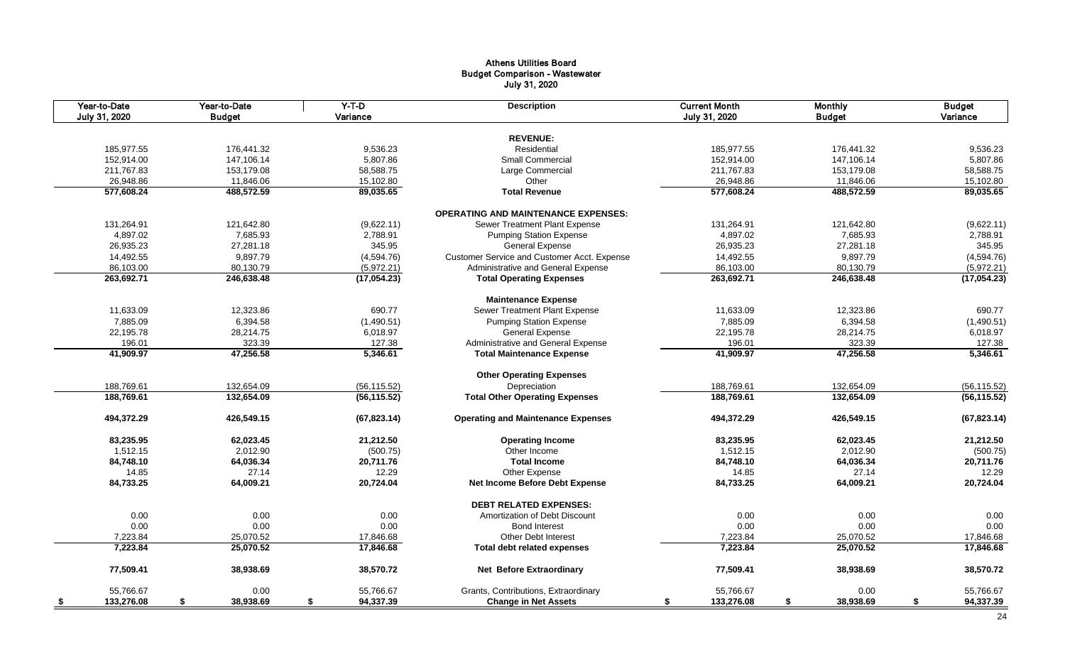# Athens Utilities Board
## Budget Comparison - Wastewater
### July 31, 2020

| Year-to-Date July 31, 2020 | Year-to-Date Budget | Y-T-D Variance | Description | Current Month July 31, 2020 | Monthly Budget | Budget Variance |
|---|---|---|---|---|---|---|
| | | | **REVENUE:** | | | |
| 185,977.55 | 176,441.32 | 9,536.23 | Residential | 185,977.55 | 176,441.32 | 9,536.23 |
| 152,914.00 | 147,106.14 | 5,807.86 | Small Commercial | 152,914.00 | 147,106.14 | 5,807.86 |
| 211,767.83 | 153,179.08 | 58,588.75 | Large Commercial | 211,767.83 | 153,179.08 | 58,588.75 |
| 26,948.86 | 11,846.06 | 15,102.80 | Other | 26,948.86 | 11,846.06 | 15,102.80 |
| **577,608.24** | **488,572.59** | **89,035.65** | **Total Revenue** | **577,608.24** | **488,572.59** | **89,035.65** |
| | | | **OPERATING AND MAINTENANCE EXPENSES:** | | | |
| 131,264.91 | 121,642.80 | (9,622.11) | Sewer Treatment Plant Expense | 131,264.91 | 121,642.80 | (9,622.11) |
| 4,897.02 | 7,685.93 | 2,788.91 | Pumping Station Expense | 4,897.02 | 7,685.93 | 2,788.91 |
| 26,935.23 | 27,281.18 | 345.95 | General Expense | 26,935.23 | 27,281.18 | 345.95 |
| 14,492.55 | 9,897.79 | (4,594.76) | Customer Service and Customer Acct. Expense | 14,492.55 | 9,897.79 | (4,594.76) |
| 86,103.00 | 80,130.79 | (5,972.21) | Administrative and General Expense | 86,103.00 | 80,130.79 | (5,972.21) |
| **263,692.71** | **246,638.48** | **(17,054.23)** | **Total Operating Expenses** | **263,692.71** | **246,638.48** | **(17,054.23)** |
| | | | **Maintenance Expense** | | | |
| 11,633.09 | 12,323.86 | 690.77 | Sewer Treatment Plant Expense | 11,633.09 | 12,323.86 | 690.77 |
| 7,885.09 | 6,394.58 | (1,490.51) | Pumping Station Expense | 7,885.09 | 6,394.58 | (1,490.51) |
| 22,195.78 | 28,214.75 | 6,018.97 | General Expense | 22,195.78 | 28,214.75 | 6,018.97 |
| 196.01 | 323.39 | 127.38 | Administrative and General Expense | 196.01 | 323.39 | 127.38 |
| **41,909.97** | **47,256.58** | **5,346.61** | **Total Maintenance Expense** | **41,909.97** | **47,256.58** | **5,346.61** |
| | | | **Other Operating Expenses** | | | |
| 188,769.61 | 132,654.09 | (56,115.52) | Depreciation | 188,769.61 | 132,654.09 | (56,115.52) |
| **188,769.61** | **132,654.09** | **(56,115.52)** | **Total Other Operating Expenses** | **188,769.61** | **132,654.09** | **(56,115.52)** |
| **494,372.29** | **426,549.15** | **(67,823.14)** | **Operating and Maintenance Expenses** | **494,372.29** | **426,549.15** | **(67,823.14)** |
| **83,235.95** | **62,023.45** | **21,212.50** | **Operating Income** | **83,235.95** | **62,023.45** | **21,212.50** |
| 1,512.15 | 2,012.90 | (500.75) | Other Income | 1,512.15 | 2,012.90 | (500.75) |
| **84,748.10** | **64,036.34** | **20,711.76** | **Total Income** | **84,748.10** | **64,036.34** | **20,711.76** |
| 14.85 | 27.14 | 12.29 | Other Expense | 14.85 | 27.14 | 12.29 |
| **84,733.25** | **64,009.21** | **20,724.04** | **Net Income Before Debt Expense** | **84,733.25** | **64,009.21** | **20,724.04** |
| | | | **DEBT RELATED EXPENSES:** | | | |
| 0.00 | 0.00 | 0.00 | Amortization of Debt Discount | 0.00 | 0.00 | 0.00 |
| 0.00 | 0.00 | 0.00 | Bond Interest | 0.00 | 0.00 | 0.00 |
| 7,223.84 | 25,070.52 | 17,846.68 | Other Debt Interest | 7,223.84 | 25,070.52 | 17,846.68 |
| **7,223.84** | **25,070.52** | **17,846.68** | **Total debt related expenses** | **7,223.84** | **25,070.52** | **17,846.68** |
| **77,509.41** | **38,938.69** | **38,570.72** | **Net Before Extraordinary** | **77,509.41** | **38,938.69** | **38,570.72** |
| 55,766.67 | 0.00 | 55,766.67 | Grants, Contributions, Extraordinary | 55,766.67 | 0.00 | 55,766.67 |
| **$ 133,276.08** | **$ 38,938.69** | **$ 94,337.39** | **Change in Net Assets** | **$ 133,276.08** | **$ 38,938.69** | **$ 94,337.39** |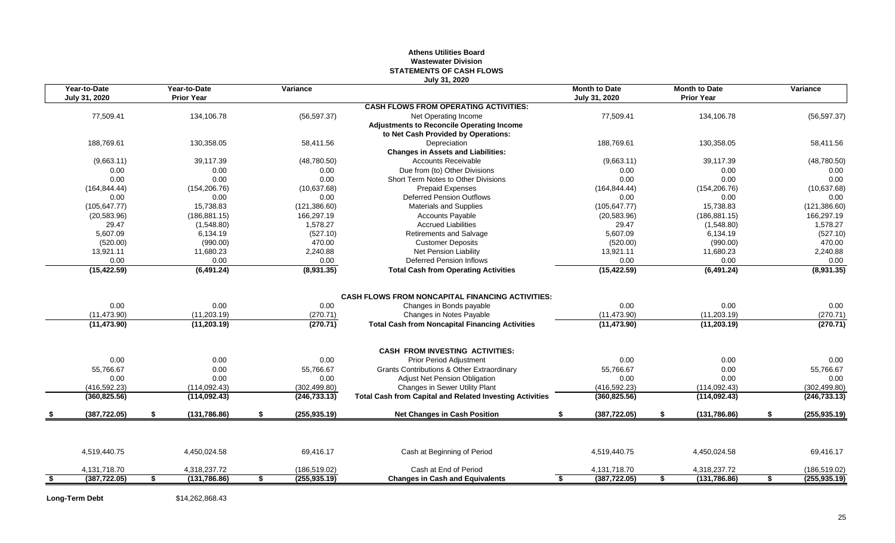# Athens Utilities Board
## Wastewater Division
## STATEMENTS OF CASH FLOWS
### July 31, 2020

| Year-to-Date July 31, 2020 | Year-to-Date Prior Year | Variance | | Month to Date July 31, 2020 | Month to Date Prior Year | Variance |
|---|---|---|---|---|---|---|
| | | | **CASH FLOWS FROM OPERATING ACTIVITIES:** | | | |
| 77,509.41 | 134,106.78 | (56,597.37) | Net Operating Income | 77,509.41 | 134,106.78 | (56,597.37) |
| | | | **Adjustments to Reconcile Operating Income** | | | |
| | | | **to Net Cash Provided by Operations:** | | | |
| 188,769.61 | 130,358.05 | 58,411.56 | Depreciation | 188,769.61 | 130,358.05 | 58,411.56 |
| | | | **Changes in Assets and Liabilities:** | | | |
| (9,663.11) | 39,117.39 | (48,780.50) | Accounts Receivable | (9,663.11) | 39,117.39 | (48,780.50) |
| 0.00 | 0.00 | 0.00 | Due from (to) Other Divisions | 0.00 | 0.00 | 0.00 |
| 0.00 | 0.00 | 0.00 | Short Term Notes to Other Divisions | 0.00 | 0.00 | 0.00 |
| (164,844.44) | (154,206.76) | (10,637.68) | Prepaid Expenses | (164,844.44) | (154,206.76) | (10,637.68) |
| 0.00 | 0.00 | 0.00 | Deferred Pension Outflows | 0.00 | 0.00 | 0.00 |
| (105,647.77) | 15,738.83 | (121,386.60) | Materials and Supplies | (105,647.77) | 15,738.83 | (121,386.60) |
| (20,583.96) | (186,881.15) | 166,297.19 | Accounts Payable | (20,583.96) | (186,881.15) | 166,297.19 |
| 29.47 | (1,548.80) | 1,578.27 | Accrued Liabilities | 29.47 | (1,548.80) | 1,578.27 |
| 5,607.09 | 6,134.19 | (527.10) | Retirements and Salvage | 5,607.09 | 6,134.19 | (527.10) |
| (520.00) | (990.00) | 470.00 | Customer Deposits | (520.00) | (990.00) | 470.00 |
| 13,921.11 | 11,680.23 | 2,240.88 | Net Pension Liability | 13,921.11 | 11,680.23 | 2,240.88 |
| 0.00 | 0.00 | 0.00 | Deferred Pension Inflows | 0.00 | 0.00 | 0.00 |
| **(15,422.59)** | **(6,491.24)** | **(8,931.35)** | **Total Cash from Operating Activities** | **(15,422.59)** | **(6,491.24)** | **(8,931.35)** |
| | | | **CASH FLOWS FROM NONCAPITAL FINANCING ACTIVITIES:** | | | |
| 0.00 | 0.00 | 0.00 | Changes in Bonds payable | 0.00 | 0.00 | 0.00 |
| (11,473.90) | (11,203.19) | (270.71) | Changes in Notes Payable | (11,473.90) | (11,203.19) | (270.71) |
| **(11,473.90)** | **(11,203.19)** | **(270.71)** | **Total Cash from Noncapital Financing Activities** | **(11,473.90)** | **(11,203.19)** | **(270.71)** |
| | | | **CASH FROM INVESTING ACTIVITIES:** | | | |
| 0.00 | 0.00 | 0.00 | Prior Period Adjustment | 0.00 | 0.00 | 0.00 |
| 55,766.67 | 0.00 | 55,766.67 | Grants Contributions & Other Extraordinary | 55,766.67 | 0.00 | 55,766.67 |
| 0.00 | 0.00 | 0.00 | Adjust Net Pension Obligation | 0.00 | 0.00 | 0.00 |
| (416,592.23) | (114,092.43) | (302,499.80) | Changes in Sewer Utility Plant | (416,592.23) | (114,092.43) | (302,499.80) |
| **(360,825.56)** | **(114,092.43)** | **(246,733.13)** | **Total Cash from Capital and Related Investing Activities** | **(360,825.56)** | **(114,092.43)** | **(246,733.13)** |
| **$ (387,722.05)** | **$ (131,786.86)** | **$ (255,935.19)** | **Net Changes in Cash Position** | **$ (387,722.05)** | **$ (131,786.86)** | **$ (255,935.19)** |
| 4,519,440.75 | 4,450,024.58 | 69,416.17 | Cash at Beginning of Period | 4,519,440.75 | 4,450,024.58 | 69,416.17 |
| 4,131,718.70 | 4,318,237.72 | (186,519.02) | Cash at End of Period | 4,131,718.70 | 4,318,237.72 | (186,519.02) |
| **$ (387,722.05)** | **$ (131,786.86)** | **$ (255,935.19)** | **Changes in Cash and Equivalents** | **$ (387,722.05)** | **$ (131,786.86)** | **$ (255,935.19)** |

**Long-Term Debt** $14,262,868.43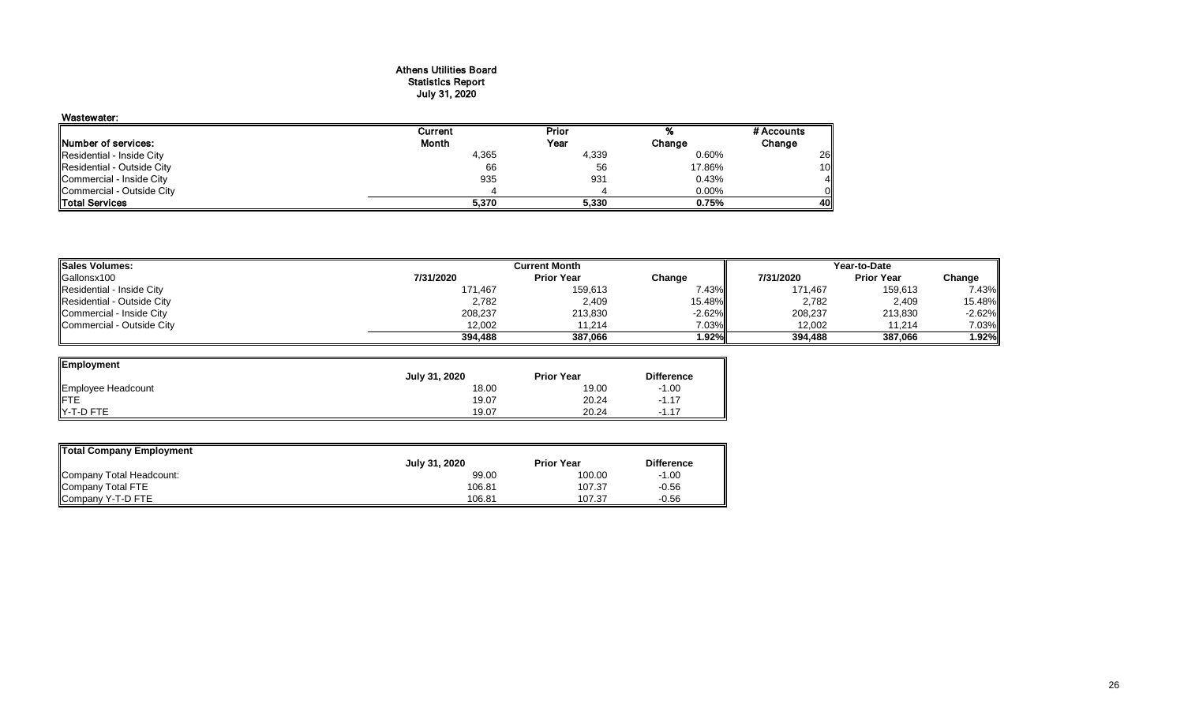# Athens Utilities Board
## Statistics Report
### July 31, 2020

**Wastewater:**

| Number of services: | Current Month | Prior Year | % Change | # Accounts Change |
|---|---|---|---|---|
| Residential - Inside City | 4,365 | 4,339 | 0.60% | 26 |
| Residential - Outside City | 66 | 56 | 17.86% | 10 |
| Commercial - Inside City | 935 | 931 | 0.43% | 4 |
| Commercial - Outside City | 4 | 4 | 0.00% | 0 |
| **Total Services** | **5,370** | **5,330** | **0.75%** | **40** |

| Sales Volumes: | Current Month | | | Year-to-Date | | |
|---|---|---|---|---|---|---|
| Gallonsx100 | 7/31/2020 | Prior Year | Change | 7/31/2020 | Prior Year | Change |
| Residential - Inside City | 171,467 | 159,613 | 7.43% | 171,467 | 159,613 | 7.43% |
| Residential - Outside City | 2,782 | 2,409 | 15.48% | 2,782 | 2,409 | 15.48% |
| Commercial - Inside City | 208,237 | 213,830 | -2.62% | 208,237 | 213,830 | -2.62% |
| Commercial - Outside City | 12,002 | 11,214 | 7.03% | 12,002 | 11,214 | 7.03% |
| | **394,488** | **387,066** | **1.92%** | **394,488** | **387,066** | **1.92%** |

| Employment | July 31, 2020 | Prior Year | Difference |
|---|---|---|---|
| Employee Headcount | 18.00 | 19.00 | -1.00 |
| FTE | 19.07 | 20.24 | -1.17 |
| Y-T-D FTE | 19.07 | 20.24 | -1.17 |

| Total Company Employment | July 31, 2020 | Prior Year | Difference |
|---|---|---|---|
| Company Total Headcount: | 99.00 | 100.00 | -1.00 |
| Company Total FTE | 106.81 | 107.37 | -0.56 |
| Company Y-T-D FTE | 106.81 | 107.37 | -0.56 |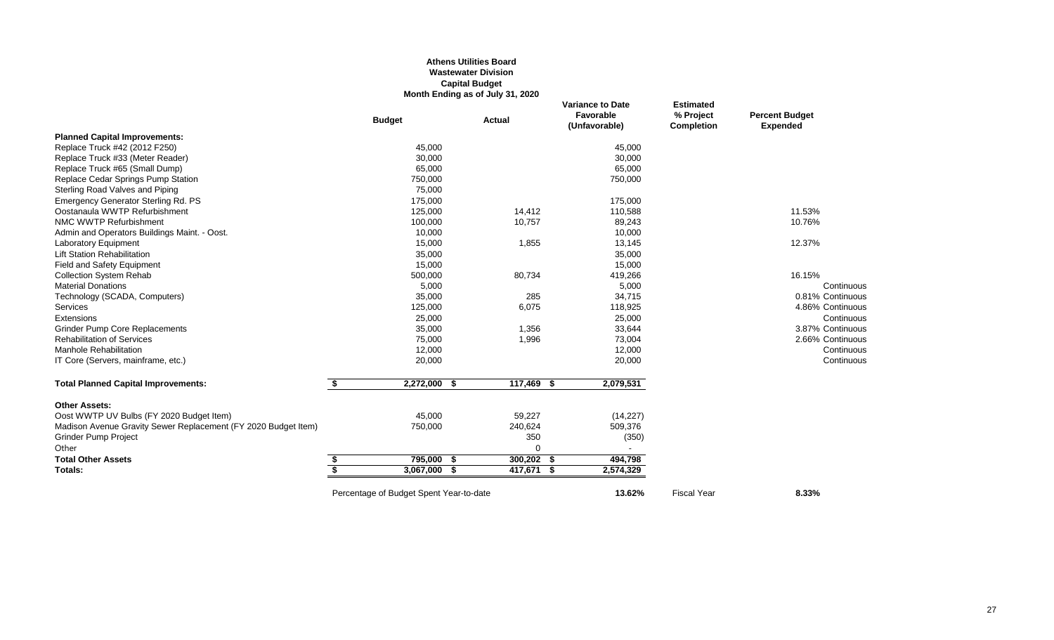**Athens Utilities Board**
**Wastewater Division**
**Capital Budget**
**Month Ending as of July 31, 2020**

| | Budget | Actual | Variance to Date Favorable (Unfavorable) | Estimated % Project Completion | Percent Budget Expended | |
|---|---|---|---|---|---|---|
| **Planned Capital Improvements:** | | | | | | |
| Replace Truck #42 (2012 F250) | 45,000 | | 45,000 | | | |
| Replace Truck #33 (Meter Reader) | 30,000 | | 30,000 | | | |
| Replace Truck #65 (Small Dump) | 65,000 | | 65,000 | | | |
| Replace Cedar Springs Pump Station | 750,000 | | 750,000 | | | |
| Sterling Road Valves and Piping | 75,000 | | | | | |
| Emergency Generator Sterling Rd. PS | 175,000 | | 175,000 | | | |
| Oostanaula WWTP Refurbishment | 125,000 | 14,412 | 110,588 | | 11.53% | |
| NMC WWTP Refurbishment | 100,000 | 10,757 | 89,243 | | 10.76% | |
| Admin and Operators Buildings Maint. - Oost. | 10,000 | | 10,000 | | | |
| Laboratory Equipment | 15,000 | 1,855 | 13,145 | | 12.37% | |
| Lift Station Rehabilitation | 35,000 | | 35,000 | | | |
| Field and Safety Equipment | 15,000 | | 15,000 | | | |
| Collection System Rehab | 500,000 | 80,734 | 419,266 | | 16.15% | |
| Material Donations | 5,000 | | 5,000 | | | Continuous |
| Technology (SCADA, Computers) | 35,000 | 285 | 34,715 | | 0.81% | Continuous |
| Services | 125,000 | 6,075 | 118,925 | | 4.86% | Continuous |
| Extensions | 25,000 | | 25,000 | | | Continuous |
| Grinder Pump Core Replacements | 35,000 | 1,356 | 33,644 | | 3.87% | Continuous |
| Rehabilitation of Services | 75,000 | 1,996 | 73,004 | | 2.66% | Continuous |
| Manhole Rehabilitation | 12,000 | | 12,000 | | | Continuous |
| IT Core (Servers, mainframe, etc.) | 20,000 | | 20,000 | | | Continuous |
| **Total Planned Capital Improvements:** | **$ 2,272,000** | **$ 117,469** | **$ 2,079,531** | | | |
| **Other Assets:** | | | | | | |
| Oost WWTP UV Bulbs (FY 2020 Budget Item) | 45,000 | 59,227 | (14,227) | | | |
| Madison Avenue Gravity Sewer Replacement (FY 2020 Budget Item) | 750,000 | 240,624 | 509,376 | | | |
| Grinder Pump Project | | 350 | (350) | | | |
| Other | | 0 | - | | | |
| **Total Other Assets** | **$ 795,000** | **$ 300,202** | **$ 494,798** | | | |
| **Totals:** | **$ 3,067,000** | **$ 417,671** | **$ 2,574,329** | | | |
| | Percentage of Budget Spent Year-to-date | | **13.62%** | Fiscal Year | **8.33%** | |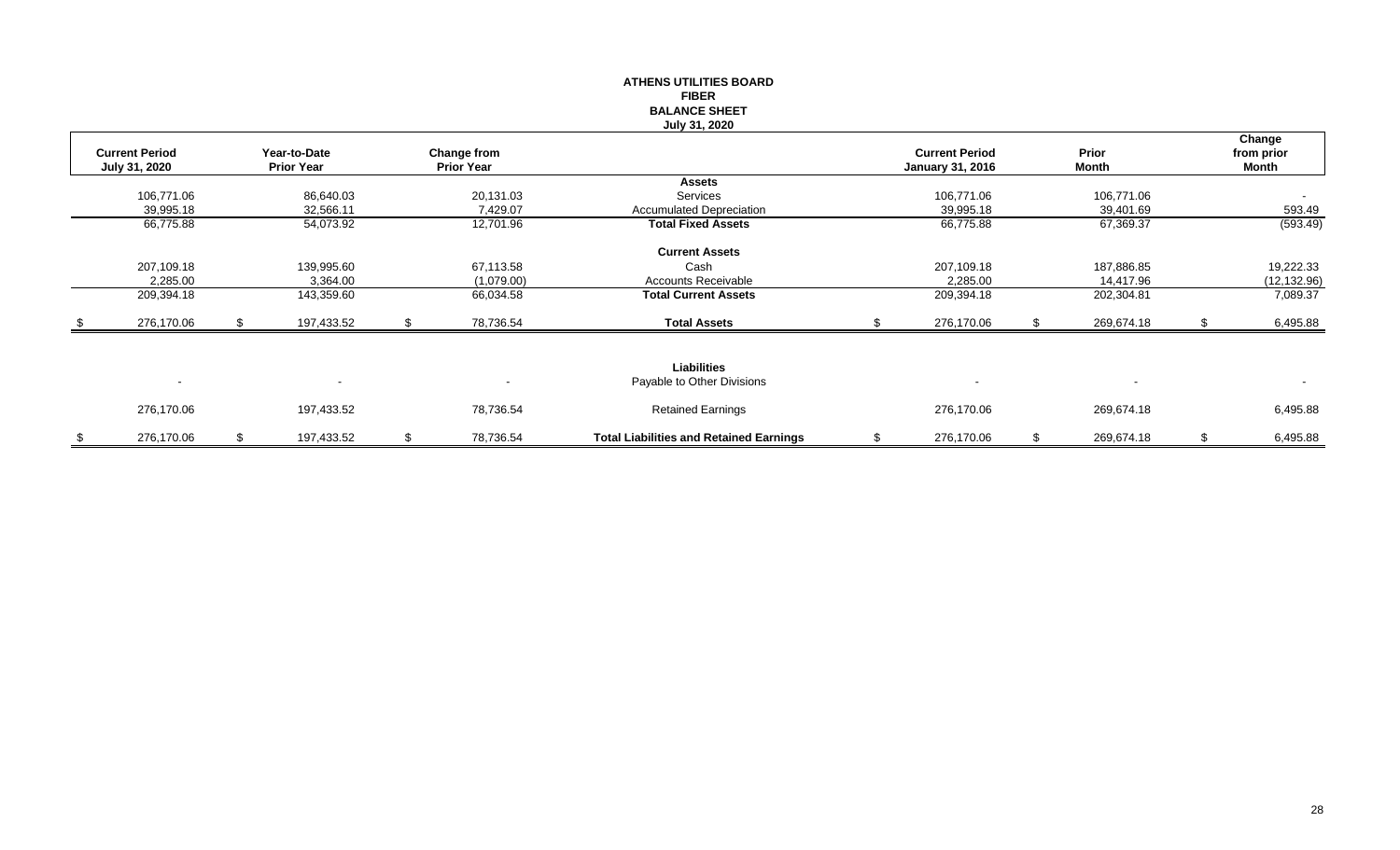# ATHENS UTILITIES BOARD
## FIBER
## BALANCE SHEET
### July 31, 2020

| Current Period July 31, 2020 | Year-to-Date Prior Year | Change from Prior Year | | Current Period January 31, 2016 | Prior Month | Change from prior Month |
|---|---|---|---|---|---|---|
| | | | **Assets** | | | |
| 106,771.06 | 86,640.03 | 20,131.03 | Services | 106,771.06 | 106,771.06 | - |
| 39,995.18 | 32,566.11 | 7,429.07 | Accumulated Depreciation | 39,995.18 | 39,401.69 | 593.49 |
| 66,775.88 | 54,073.92 | 12,701.96 | **Total Fixed Assets** | 66,775.88 | 67,369.37 | (593.49) |
| | | | **Current Assets** | | | |
| 207,109.18 | 139,995.60 | 67,113.58 | Cash | 207,109.18 | 187,886.85 | 19,222.33 |
| 2,285.00 | 3,364.00 | (1,079.00) | Accounts Receivable | 2,285.00 | 14,417.96 | (12,132.96) |
| 209,394.18 | 143,359.60 | 66,034.58 | **Total Current Assets** | 209,394.18 | 202,304.81 | 7,089.37 |
| $ 276,170.06 | $ 197,433.52 | $ 78,736.54 | **Total Assets** | $ 276,170.06 | $ 269,674.18 | $ 6,495.88 |
| | | | **Liabilities** | | | |
| - | - | - | Payable to Other Divisions | - | - | - |
| 276,170.06 | 197,433.52 | 78,736.54 | Retained Earnings | 276,170.06 | 269,674.18 | 6,495.88 |
| $ 276,170.06 | $ 197,433.52 | $ 78,736.54 | **Total Liabilities and Retained Earnings** | $ 276,170.06 | $ 269,674.18 | $ 6,495.88 |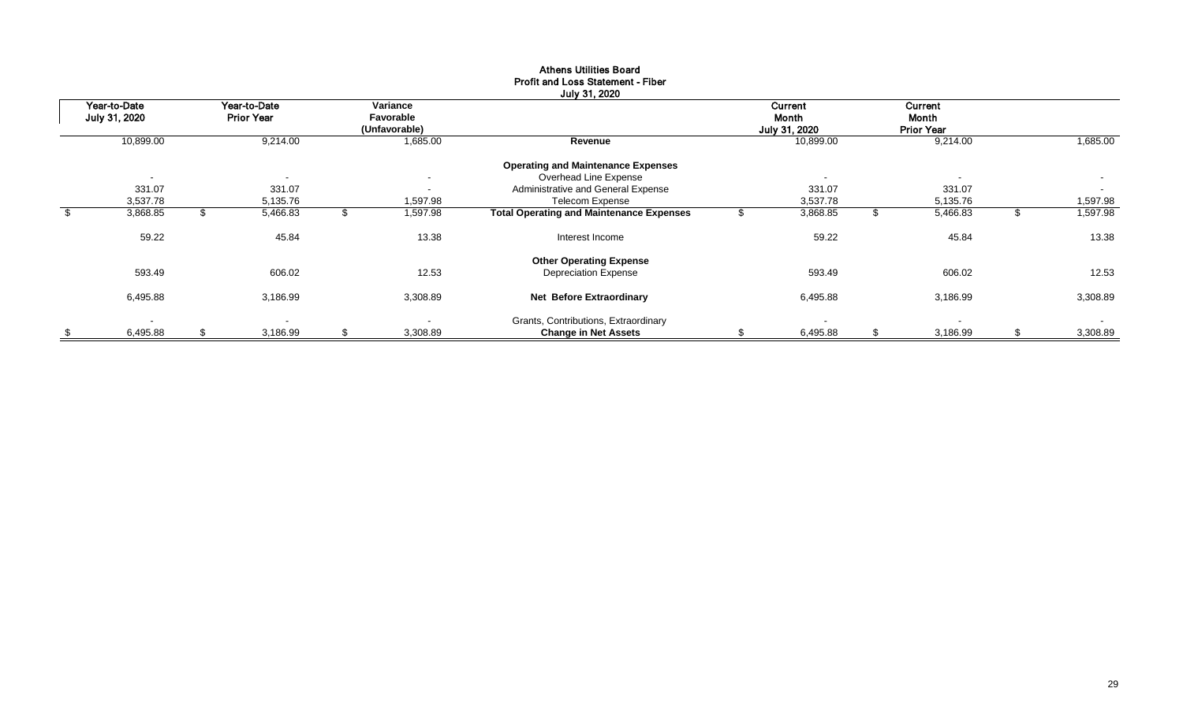# Athens Utilities Board
## Profit and Loss Statement - Fiber
### July 31, 2020

| Year-to-Date July 31, 2020 | Year-to-Date Prior Year | Variance Favorable (Unfavorable) | | Current Month July 31, 2020 | Current Month Prior Year | |
|---|---|---|---|---|---|---|
| 10,899.00 | 9,214.00 | 1,685.00 | **Revenue** | 10,899.00 | 9,214.00 | 1,685.00 |
| | | | **Operating and Maintenance Expenses** | | | |
| - | - | - | Overhead Line Expense | - | - | - |
| 331.07 | 331.07 | - | Administrative and General Expense | 331.07 | 331.07 | - |
| 3,537.78 | 5,135.76 | 1,597.98 | Telecom Expense | 3,537.78 | 5,135.76 | 1,597.98 |
| $ 3,868.85 | $ 5,466.83 | $ 1,597.98 | **Total Operating and Maintenance Expenses** | $ 3,868.85 | $ 5,466.83 | $ 1,597.98 |
| 59.22 | 45.84 | 13.38 | Interest Income | 59.22 | 45.84 | 13.38 |
| | | | **Other Operating Expense** | | | |
| 593.49 | 606.02 | 12.53 | Depreciation Expense | 593.49 | 606.02 | 12.53 |
| 6,495.88 | 3,186.99 | 3,308.89 | **Net Before Extraordinary** | 6,495.88 | 3,186.99 | 3,308.89 |
| - | - | - | Grants, Contributions, Extraordinary | - | - | - |
| $ 6,495.88 | $ 3,186.99 | $ 3,308.89 | **Change in Net Assets** | $ 6,495.88 | $ 3,186.99 | $ 3,308.89 |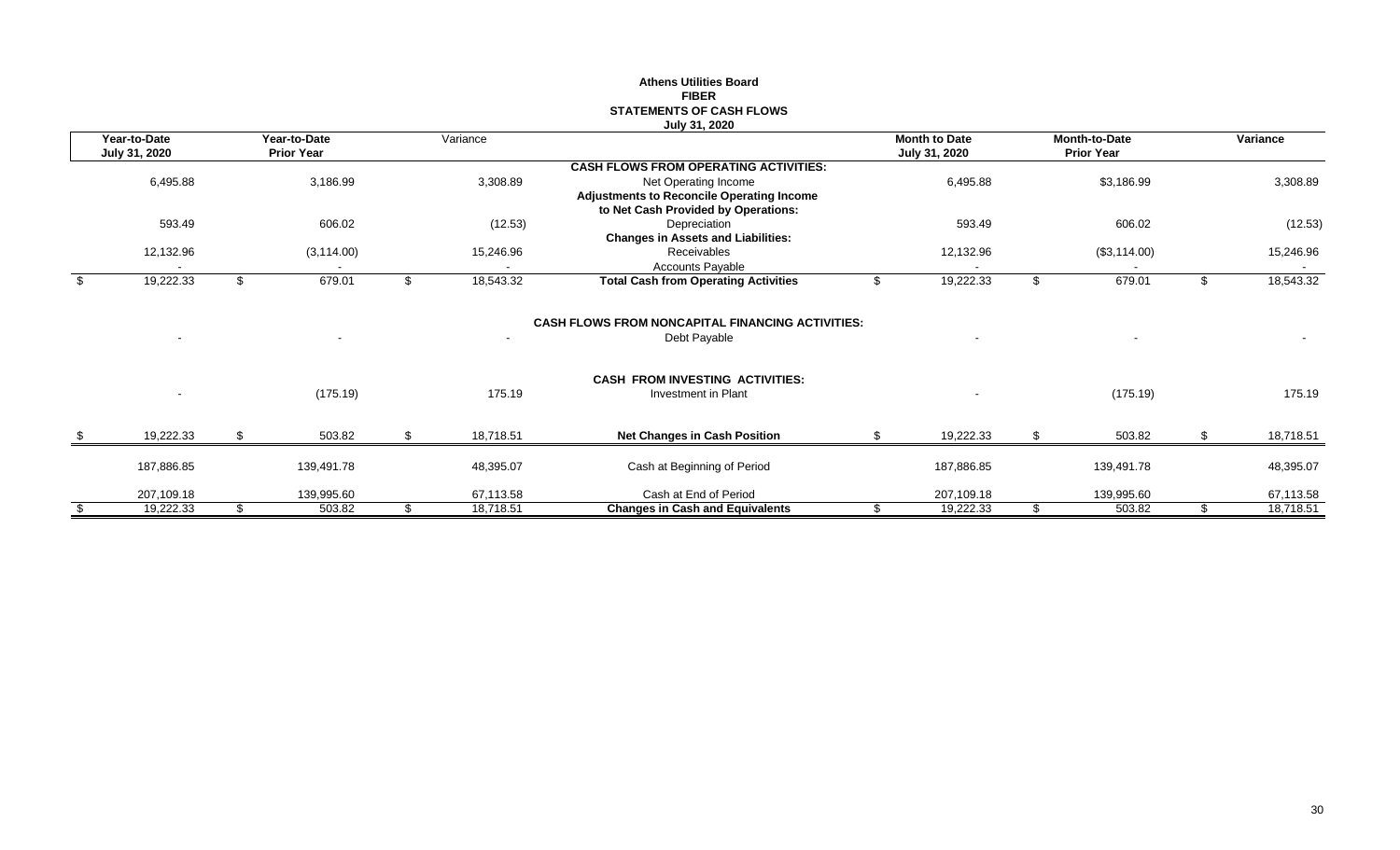**Athens Utilities Board**
**FIBER**
**STATEMENTS OF CASH FLOWS**
**July 31, 2020**

| Year-to-Date July 31, 2020 | Year-to-Date Prior Year | Variance | | Month to Date July 31, 2020 | Month-to-Date Prior Year | Variance |
|---|---|---|---|---|---|---|
| | | | **CASH FLOWS FROM OPERATING ACTIVITIES:** | | | |
| 6,495.88 | 3,186.99 | 3,308.89 | Net Operating Income | 6,495.88 | $3,186.99 | 3,308.89 |
| | | | **Adjustments to Reconcile Operating Income to Net Cash Provided by Operations:** | | | |
| 593.49 | 606.02 | (12.53) | Depreciation | 593.49 | 606.02 | (12.53) |
| | | | **Changes in Assets and Liabilities:** | | | |
| 12,132.96 | (3,114.00) | 15,246.96 | Receivables | 12,132.96 | ($3,114.00) | 15,246.96 |
| - | - | - | Accounts Payable | - | - | - |
| $ 19,222.33 | $ 679.01 | $ 18,543.32 | **Total Cash from Operating Activities** | $ 19,222.33 | $ 679.01 | $ 18,543.32 |
| | | | **CASH FLOWS FROM NONCAPITAL FINANCING ACTIVITIES:** | | | |
| - | - | - | Debt Payable | - | - | - |
| | | | **CASH FROM INVESTING ACTIVITIES:** | | | |
| - | (175.19) | 175.19 | Investment in Plant | - | (175.19) | 175.19 |
| $ 19,222.33 | $ 503.82 | $ 18,718.51 | **Net Changes in Cash Position** | $ 19,222.33 | $ 503.82 | $ 18,718.51 |
| 187,886.85 | 139,491.78 | 48,395.07 | Cash at Beginning of Period | 187,886.85 | 139,491.78 | 48,395.07 |
| 207,109.18 | 139,995.60 | 67,113.58 | Cash at End of Period | 207,109.18 | 139,995.60 | 67,113.58 |
| $ 19,222.33 | $ 503.82 | $ 18,718.51 | **Changes in Cash and Equivalents** | $ 19,222.33 | $ 503.82 | $ 18,718.51 |